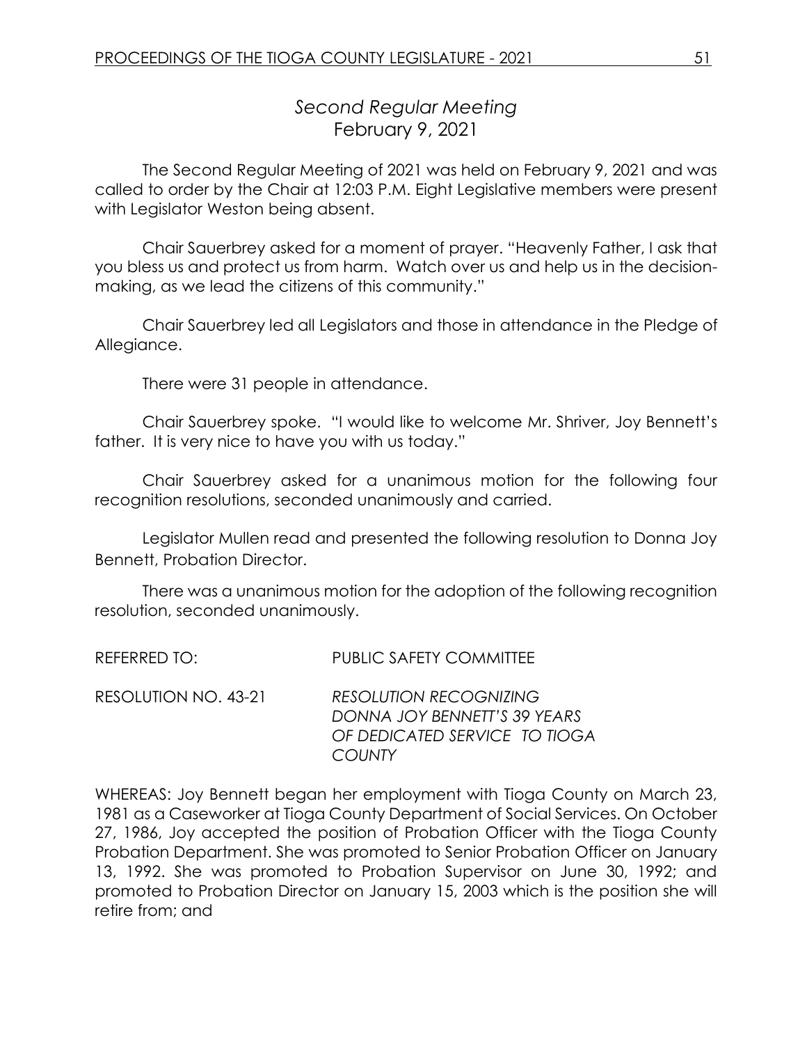## *Second Regular Meeting*
February 9, 2021

The Second Regular Meeting of 2021 was held on February 9, 2021 and was called to order by the Chair at 12:03 P.M. Eight Legislative members were present with Legislator Weston being absent.

Chair Sauerbrey asked for a moment of prayer. "Heavenly Father, I ask that you bless us and protect us from harm. Watch over us and help us in the decision-making, as we lead the citizens of this community."

Chair Sauerbrey led all Legislators and those in attendance in the Pledge of Allegiance.

There were 31 people in attendance.

Chair Sauerbrey spoke. "I would like to welcome Mr. Shriver, Joy Bennett's father. It is very nice to have you with us today."

Chair Sauerbrey asked for a unanimous motion for the following four recognition resolutions, seconded unanimously and carried.

Legislator Mullen read and presented the following resolution to Donna Joy Bennett, Probation Director.

There was a unanimous motion for the adoption of the following recognition resolution, seconded unanimously.

REFERRED TO: PUBLIC SAFETY COMMITTEE

RESOLUTION NO. 43-21 *RESOLUTION RECOGNIZING DONNA JOY BENNETT'S 39 YEARS OF DEDICATED SERVICE TO TIOGA COUNTY*

WHEREAS: Joy Bennett began her employment with Tioga County on March 23, 1981 as a Caseworker at Tioga County Department of Social Services. On October 27, 1986, Joy accepted the position of Probation Officer with the Tioga County Probation Department. She was promoted to Senior Probation Officer on January 13, 1992. She was promoted to Probation Supervisor on June 30, 1992; and promoted to Probation Director on January 15, 2003 which is the position she will retire from; and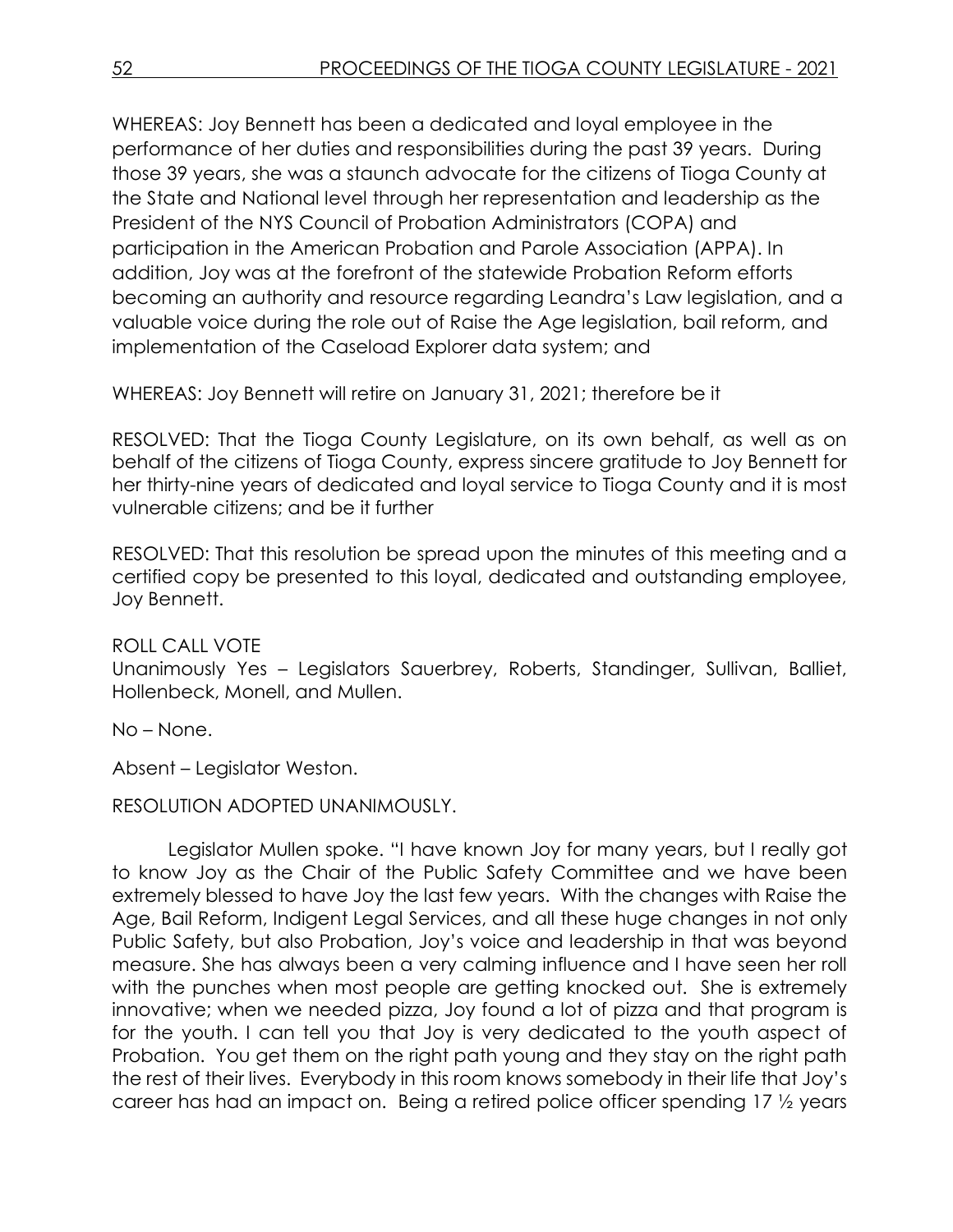WHEREAS: Joy Bennett has been a dedicated and loyal employee in the performance of her duties and responsibilities during the past 39 years. During those 39 years, she was a staunch advocate for the citizens of Tioga County at the State and National level through her representation and leadership as the President of the NYS Council of Probation Administrators (COPA) and participation in the American Probation and Parole Association (APPA). In addition, Joy was at the forefront of the statewide Probation Reform efforts becoming an authority and resource regarding Leandra's Law legislation, and a valuable voice during the role out of Raise the Age legislation, bail reform, and implementation of the Caseload Explorer data system; and

WHEREAS: Joy Bennett will retire on January 31, 2021; therefore be it

RESOLVED: That the Tioga County Legislature, on its own behalf, as well as on behalf of the citizens of Tioga County, express sincere gratitude to Joy Bennett for her thirty-nine years of dedicated and loyal service to Tioga County and it is most vulnerable citizens; and be it further

RESOLVED: That this resolution be spread upon the minutes of this meeting and a certified copy be presented to this loyal, dedicated and outstanding employee, Joy Bennett.

ROLL CALL VOTE
Unanimously Yes – Legislators Sauerbrey, Roberts, Standinger, Sullivan, Balliet, Hollenbeck, Monell, and Mullen.

No – None.

Absent – Legislator Weston.

RESOLUTION ADOPTED UNANIMOUSLY.

Legislator Mullen spoke. "I have known Joy for many years, but I really got to know Joy as the Chair of the Public Safety Committee and we have been extremely blessed to have Joy the last few years. With the changes with Raise the Age, Bail Reform, Indigent Legal Services, and all these huge changes in not only Public Safety, but also Probation, Joy's voice and leadership in that was beyond measure. She has always been a very calming influence and I have seen her roll with the punches when most people are getting knocked out. She is extremely innovative; when we needed pizza, Joy found a lot of pizza and that program is for the youth. I can tell you that Joy is very dedicated to the youth aspect of Probation. You get them on the right path young and they stay on the right path the rest of their lives. Everybody in this room knows somebody in their life that Joy's career has had an impact on. Being a retired police officer spending 17 ½ years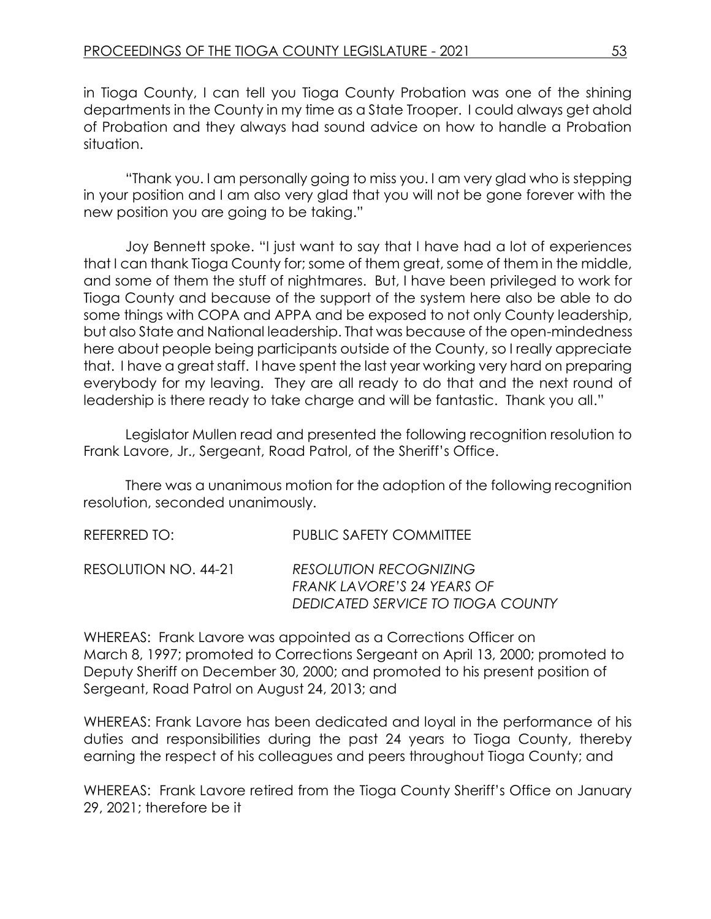in Tioga County, I can tell you Tioga County Probation was one of the shining departments in the County in my time as a State Trooper. I could always get ahold of Probation and they always had sound advice on how to handle a Probation situation.

"Thank you. I am personally going to miss you. I am very glad who is stepping in your position and I am also very glad that you will not be gone forever with the new position you are going to be taking."

Joy Bennett spoke. "I just want to say that I have had a lot of experiences that I can thank Tioga County for; some of them great, some of them in the middle, and some of them the stuff of nightmares. But, I have been privileged to work for Tioga County and because of the support of the system here also be able to do some things with COPA and APPA and be exposed to not only County leadership, but also State and National leadership. That was because of the open-mindedness here about people being participants outside of the County, so I really appreciate that. I have a great staff. I have spent the last year working very hard on preparing everybody for my leaving. They are all ready to do that and the next round of leadership is there ready to take charge and will be fantastic. Thank you all."

Legislator Mullen read and presented the following recognition resolution to Frank Lavore, Jr., Sergeant, Road Patrol, of the Sheriff's Office.

There was a unanimous motion for the adoption of the following recognition resolution, seconded unanimously.

REFERRED TO: PUBLIC SAFETY COMMITTEE

RESOLUTION NO. 44-21 *RESOLUTION RECOGNIZING FRANK LAVORE'S 24 YEARS OF DEDICATED SERVICE TO TIOGA COUNTY*

WHEREAS: Frank Lavore was appointed as a Corrections Officer on March 8, 1997; promoted to Corrections Sergeant on April 13, 2000; promoted to Deputy Sheriff on December 30, 2000; and promoted to his present position of Sergeant, Road Patrol on August 24, 2013; and

WHEREAS: Frank Lavore has been dedicated and loyal in the performance of his duties and responsibilities during the past 24 years to Tioga County, thereby earning the respect of his colleagues and peers throughout Tioga County; and

WHEREAS: Frank Lavore retired from the Tioga County Sheriff's Office on January 29, 2021; therefore be it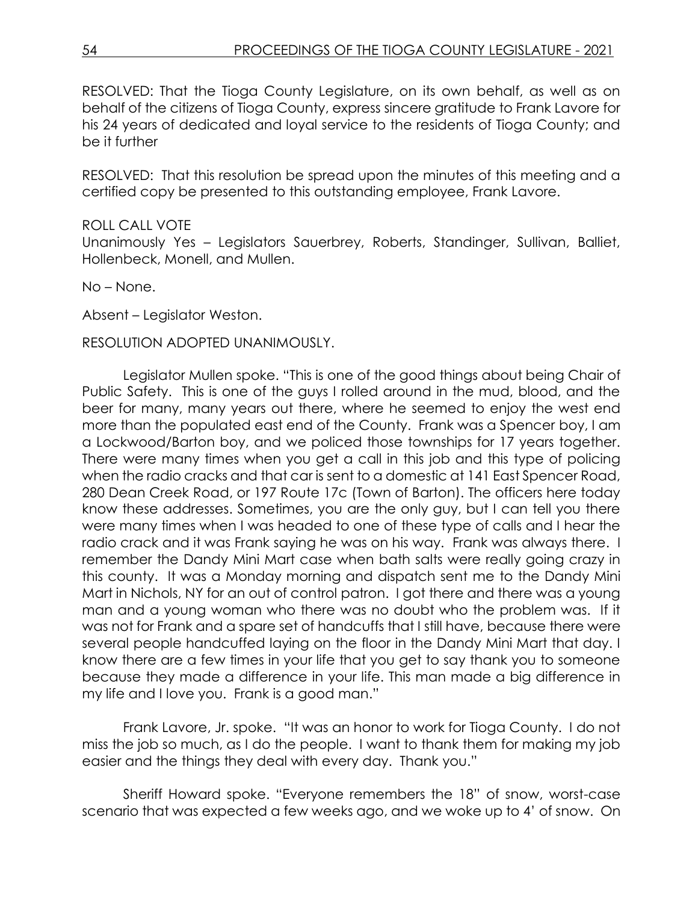RESOLVED: That the Tioga County Legislature, on its own behalf, as well as on behalf of the citizens of Tioga County, express sincere gratitude to Frank Lavore for his 24 years of dedicated and loyal service to the residents of Tioga County; and be it further

RESOLVED: That this resolution be spread upon the minutes of this meeting and a certified copy be presented to this outstanding employee, Frank Lavore.

ROLL CALL VOTE
Unanimously Yes – Legislators Sauerbrey, Roberts, Standinger, Sullivan, Balliet, Hollenbeck, Monell, and Mullen.

No – None.

Absent – Legislator Weston.

RESOLUTION ADOPTED UNANIMOUSLY.

Legislator Mullen spoke. "This is one of the good things about being Chair of Public Safety. This is one of the guys I rolled around in the mud, blood, and the beer for many, many years out there, where he seemed to enjoy the west end more than the populated east end of the County. Frank was a Spencer boy, I am a Lockwood/Barton boy, and we policed those townships for 17 years together. There were many times when you get a call in this job and this type of policing when the radio cracks and that car is sent to a domestic at 141 East Spencer Road, 280 Dean Creek Road, or 197 Route 17c (Town of Barton). The officers here today know these addresses. Sometimes, you are the only guy, but I can tell you there were many times when I was headed to one of these type of calls and I hear the radio crack and it was Frank saying he was on his way. Frank was always there. I remember the Dandy Mini Mart case when bath salts were really going crazy in this county. It was a Monday morning and dispatch sent me to the Dandy Mini Mart in Nichols, NY for an out of control patron. I got there and there was a young man and a young woman who there was no doubt who the problem was. If it was not for Frank and a spare set of handcuffs that I still have, because there were several people handcuffed laying on the floor in the Dandy Mini Mart that day. I know there are a few times in your life that you get to say thank you to someone because they made a difference in your life. This man made a big difference in my life and I love you. Frank is a good man."

Frank Lavore, Jr. spoke. "It was an honor to work for Tioga County. I do not miss the job so much, as I do the people. I want to thank them for making my job easier and the things they deal with every day. Thank you."

Sheriff Howard spoke. "Everyone remembers the 18" of snow, worst-case scenario that was expected a few weeks ago, and we woke up to 4' of snow. On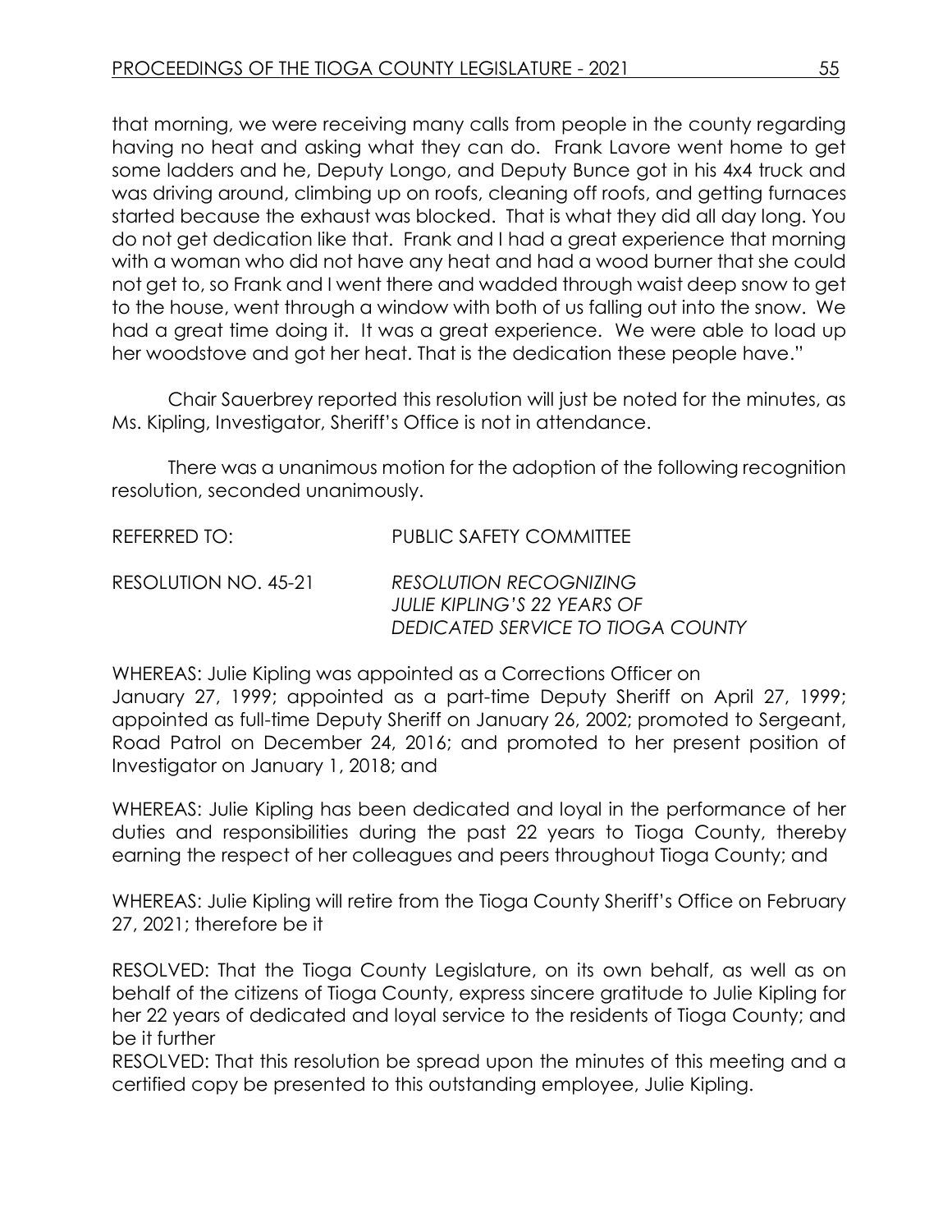that morning, we were receiving many calls from people in the county regarding having no heat and asking what they can do. Frank Lavore went home to get some ladders and he, Deputy Longo, and Deputy Bunce got in his 4x4 truck and was driving around, climbing up on roofs, cleaning off roofs, and getting furnaces started because the exhaust was blocked. That is what they did all day long. You do not get dedication like that. Frank and I had a great experience that morning with a woman who did not have any heat and had a wood burner that she could not get to, so Frank and I went there and wadded through waist deep snow to get to the house, went through a window with both of us falling out into the snow. We had a great time doing it. It was a great experience. We were able to load up her woodstove and got her heat. That is the dedication these people have."

Chair Sauerbrey reported this resolution will just be noted for the minutes, as Ms. Kipling, Investigator, Sheriff's Office is not in attendance.

There was a unanimous motion for the adoption of the following recognition resolution, seconded unanimously.

REFERRED TO: PUBLIC SAFETY COMMITTEE

RESOLUTION NO. 45-21 *RESOLUTION RECOGNIZING JULIE KIPLING'S 22 YEARS OF DEDICATED SERVICE TO TIOGA COUNTY*

WHEREAS: Julie Kipling was appointed as a Corrections Officer on January 27, 1999; appointed as a part-time Deputy Sheriff on April 27, 1999; appointed as full-time Deputy Sheriff on January 26, 2002; promoted to Sergeant, Road Patrol on December 24, 2016; and promoted to her present position of Investigator on January 1, 2018; and

WHEREAS: Julie Kipling has been dedicated and loyal in the performance of her duties and responsibilities during the past 22 years to Tioga County, thereby earning the respect of her colleagues and peers throughout Tioga County; and

WHEREAS: Julie Kipling will retire from the Tioga County Sheriff's Office on February 27, 2021; therefore be it

RESOLVED: That the Tioga County Legislature, on its own behalf, as well as on behalf of the citizens of Tioga County, express sincere gratitude to Julie Kipling for her 22 years of dedicated and loyal service to the residents of Tioga County; and be it further

RESOLVED: That this resolution be spread upon the minutes of this meeting and a certified copy be presented to this outstanding employee, Julie Kipling.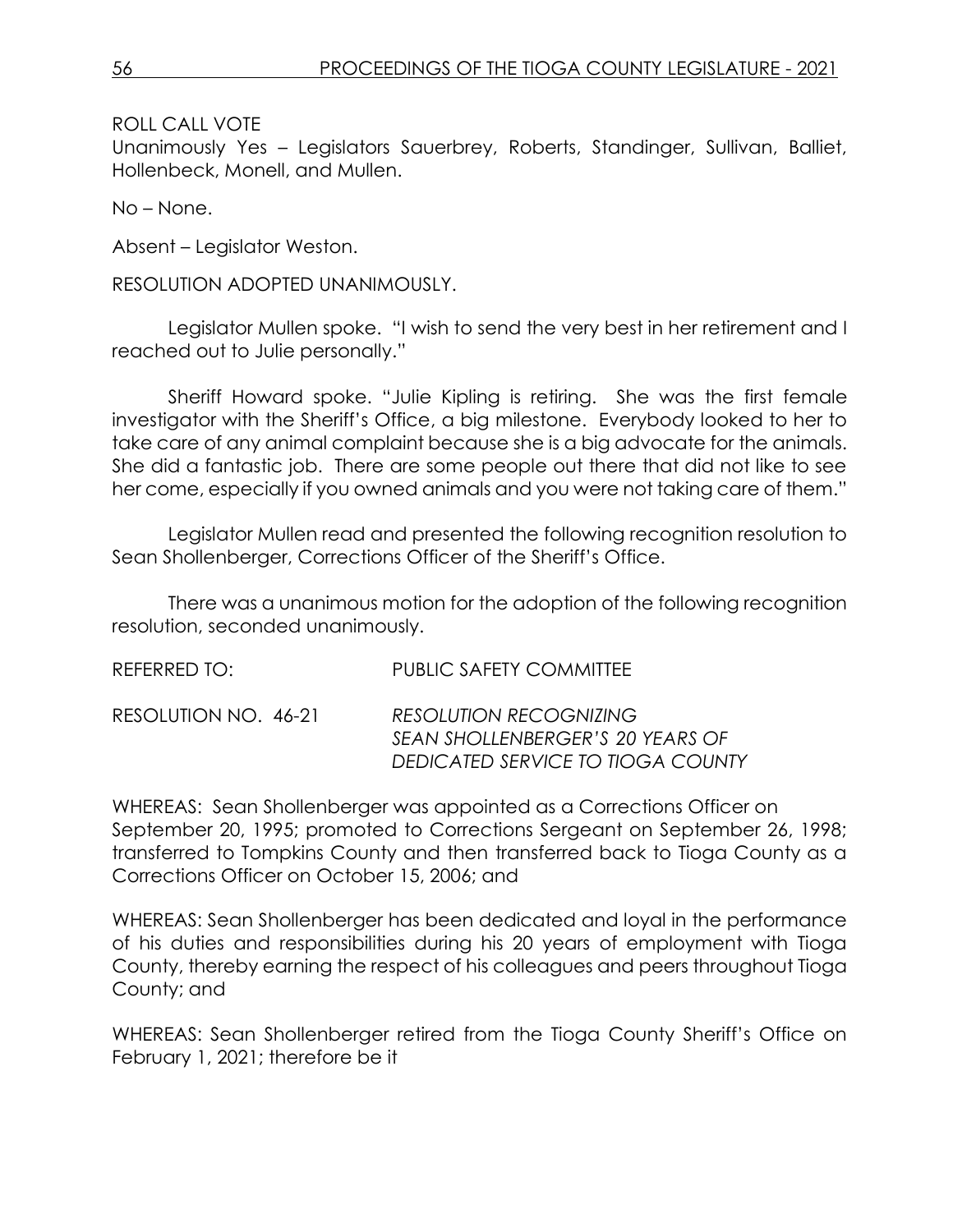ROLL CALL VOTE
Unanimously Yes – Legislators Sauerbrey, Roberts, Standinger, Sullivan, Balliet, Hollenbeck, Monell, and Mullen.

No – None.

Absent – Legislator Weston.

RESOLUTION ADOPTED UNANIMOUSLY.

Legislator Mullen spoke. "I wish to send the very best in her retirement and I reached out to Julie personally."

Sheriff Howard spoke. "Julie Kipling is retiring. She was the first female investigator with the Sheriff's Office, a big milestone. Everybody looked to her to take care of any animal complaint because she is a big advocate for the animals. She did a fantastic job. There are some people out there that did not like to see her come, especially if you owned animals and you were not taking care of them."

Legislator Mullen read and presented the following recognition resolution to Sean Shollenberger, Corrections Officer of the Sheriff's Office.

There was a unanimous motion for the adoption of the following recognition resolution, seconded unanimously.

REFERRED TO: PUBLIC SAFETY COMMITTEE

RESOLUTION NO. 46-21 *RESOLUTION RECOGNIZING SEAN SHOLLENBERGER'S 20 YEARS OF DEDICATED SERVICE TO TIOGA COUNTY*

WHEREAS: Sean Shollenberger was appointed as a Corrections Officer on September 20, 1995; promoted to Corrections Sergeant on September 26, 1998; transferred to Tompkins County and then transferred back to Tioga County as a Corrections Officer on October 15, 2006; and

WHEREAS: Sean Shollenberger has been dedicated and loyal in the performance of his duties and responsibilities during his 20 years of employment with Tioga County, thereby earning the respect of his colleagues and peers throughout Tioga County; and

WHEREAS: Sean Shollenberger retired from the Tioga County Sheriff's Office on February 1, 2021; therefore be it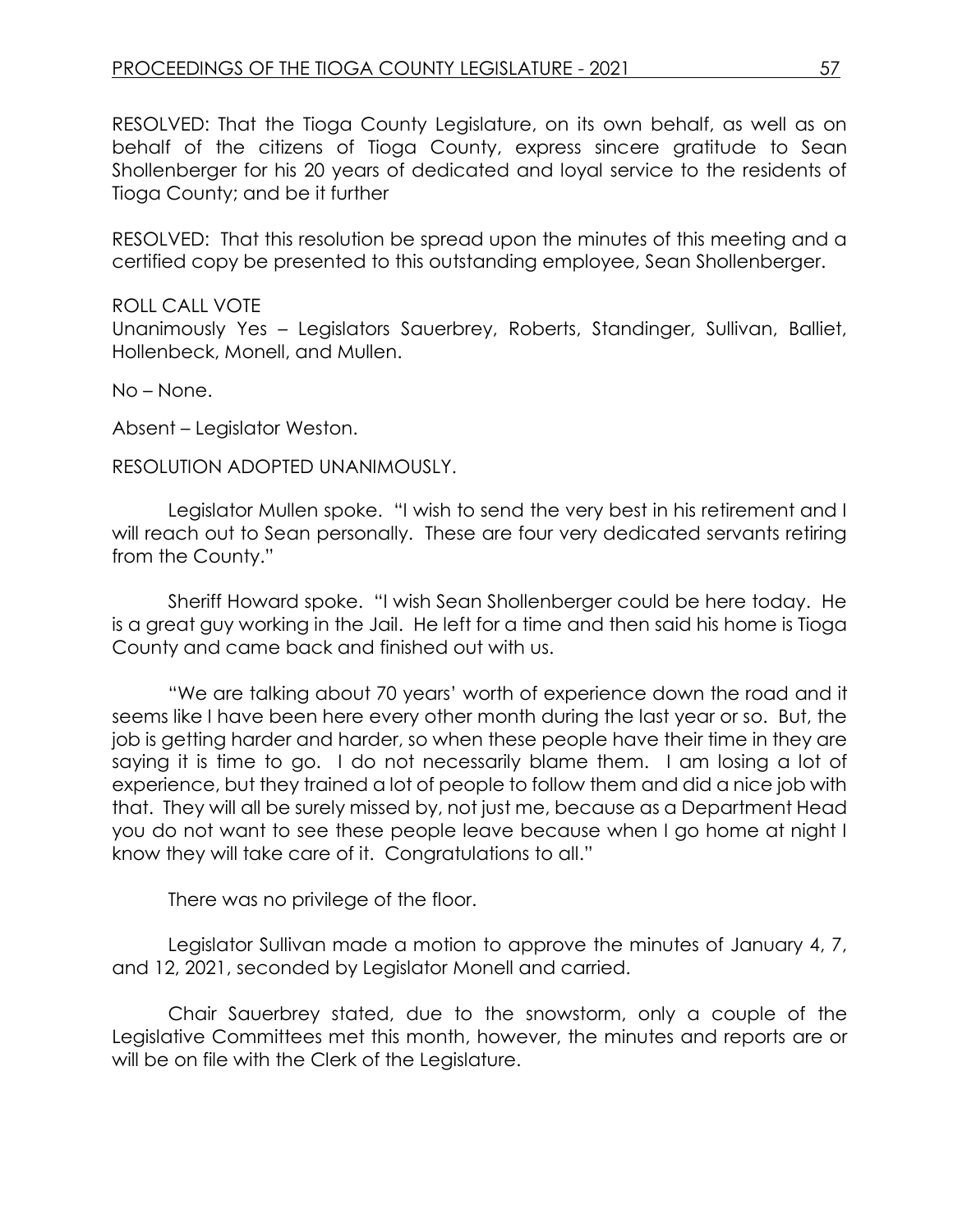RESOLVED: That the Tioga County Legislature, on its own behalf, as well as on behalf of the citizens of Tioga County, express sincere gratitude to Sean Shollenberger for his 20 years of dedicated and loyal service to the residents of Tioga County; and be it further

RESOLVED: That this resolution be spread upon the minutes of this meeting and a certified copy be presented to this outstanding employee, Sean Shollenberger.

ROLL CALL VOTE
Unanimously Yes – Legislators Sauerbrey, Roberts, Standinger, Sullivan, Balliet, Hollenbeck, Monell, and Mullen.

No – None.

Absent – Legislator Weston.

RESOLUTION ADOPTED UNANIMOUSLY.

Legislator Mullen spoke. "I wish to send the very best in his retirement and I will reach out to Sean personally. These are four very dedicated servants retiring from the County."

Sheriff Howard spoke. "I wish Sean Shollenberger could be here today. He is a great guy working in the Jail. He left for a time and then said his home is Tioga County and came back and finished out with us.

"We are talking about 70 years' worth of experience down the road and it seems like I have been here every other month during the last year or so. But, the job is getting harder and harder, so when these people have their time in they are saying it is time to go. I do not necessarily blame them. I am losing a lot of experience, but they trained a lot of people to follow them and did a nice job with that. They will all be surely missed by, not just me, because as a Department Head you do not want to see these people leave because when I go home at night I know they will take care of it. Congratulations to all."

There was no privilege of the floor.

Legislator Sullivan made a motion to approve the minutes of January 4, 7, and 12, 2021, seconded by Legislator Monell and carried.

Chair Sauerbrey stated, due to the snowstorm, only a couple of the Legislative Committees met this month, however, the minutes and reports are or will be on file with the Clerk of the Legislature.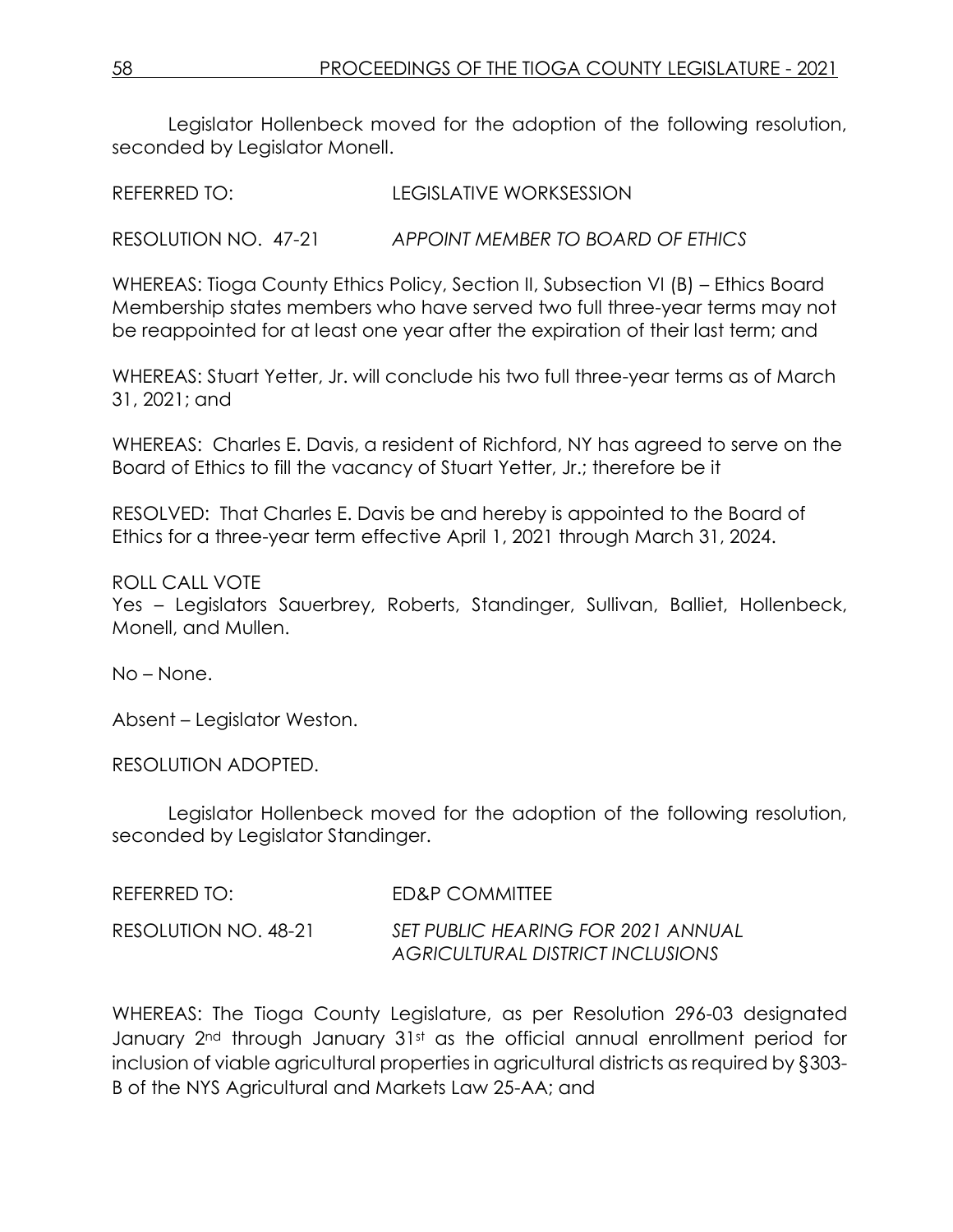Legislator Hollenbeck moved for the adoption of the following resolution, seconded by Legislator Monell.

REFERRED TO: LEGISLATIVE WORKSESSION

RESOLUTION NO. 47-21 *APPOINT MEMBER TO BOARD OF ETHICS*

WHEREAS: Tioga County Ethics Policy, Section II, Subsection VI (B) – Ethics Board Membership states members who have served two full three-year terms may not be reappointed for at least one year after the expiration of their last term; and

WHEREAS: Stuart Yetter, Jr. will conclude his two full three-year terms as of March 31, 2021; and

WHEREAS: Charles E. Davis, a resident of Richford, NY has agreed to serve on the Board of Ethics to fill the vacancy of Stuart Yetter, Jr.; therefore be it

RESOLVED: That Charles E. Davis be and hereby is appointed to the Board of Ethics for a three-year term effective April 1, 2021 through March 31, 2024.

ROLL CALL VOTE
Yes – Legislators Sauerbrey, Roberts, Standinger, Sullivan, Balliet, Hollenbeck, Monell, and Mullen.

No – None.

Absent – Legislator Weston.

RESOLUTION ADOPTED.

Legislator Hollenbeck moved for the adoption of the following resolution, seconded by Legislator Standinger.

REFERRED TO: ED&P COMMITTEE

RESOLUTION NO. 48-21 *SET PUBLIC HEARING FOR 2021 ANNUAL AGRICULTURAL DISTRICT INCLUSIONS*

WHEREAS: The Tioga County Legislature, as per Resolution 296-03 designated January 2nd through January 31st as the official annual enrollment period for inclusion of viable agricultural properties in agricultural districts as required by §303-B of the NYS Agricultural and Markets Law 25-AA; and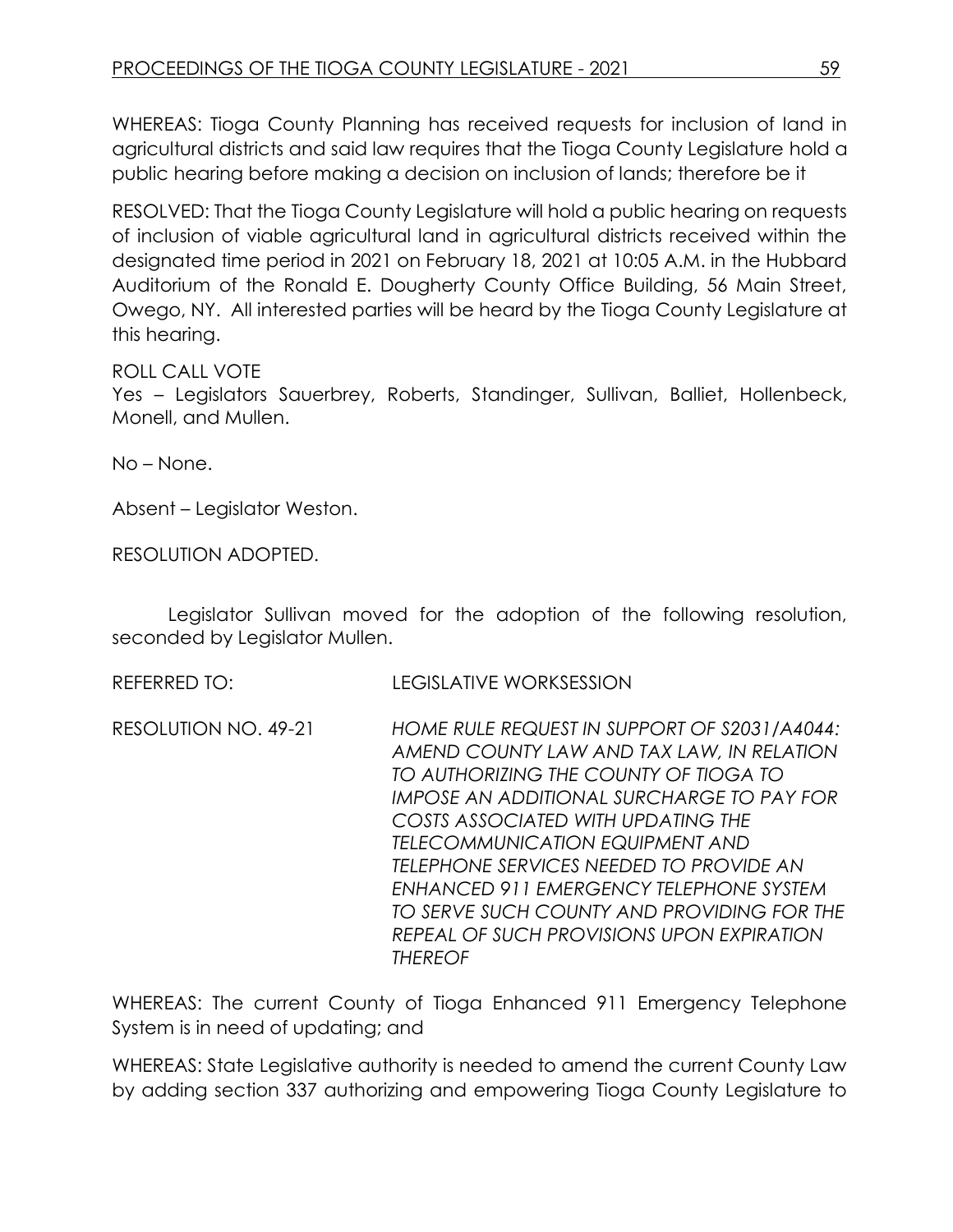WHEREAS: Tioga County Planning has received requests for inclusion of land in agricultural districts and said law requires that the Tioga County Legislature hold a public hearing before making a decision on inclusion of lands; therefore be it

RESOLVED: That the Tioga County Legislature will hold a public hearing on requests of inclusion of viable agricultural land in agricultural districts received within the designated time period in 2021 on February 18, 2021 at 10:05 A.M. in the Hubbard Auditorium of the Ronald E. Dougherty County Office Building, 56 Main Street, Owego, NY. All interested parties will be heard by the Tioga County Legislature at this hearing.

ROLL CALL VOTE
Yes – Legislators Sauerbrey, Roberts, Standinger, Sullivan, Balliet, Hollenbeck, Monell, and Mullen.

No – None.

Absent – Legislator Weston.

RESOLUTION ADOPTED.

Legislator Sullivan moved for the adoption of the following resolution, seconded by Legislator Mullen.

REFERRED TO: LEGISLATIVE WORKSESSION

RESOLUTION NO. 49-21 *HOME RULE REQUEST IN SUPPORT OF S2031/A4044: AMEND COUNTY LAW AND TAX LAW, IN RELATION TO AUTHORIZING THE COUNTY OF TIOGA TO IMPOSE AN ADDITIONAL SURCHARGE TO PAY FOR COSTS ASSOCIATED WITH UPDATING THE TELECOMMUNICATION EQUIPMENT AND TELEPHONE SERVICES NEEDED TO PROVIDE AN ENHANCED 911 EMERGENCY TELEPHONE SYSTEM TO SERVE SUCH COUNTY AND PROVIDING FOR THE REPEAL OF SUCH PROVISIONS UPON EXPIRATION THEREOF*

WHEREAS: The current County of Tioga Enhanced 911 Emergency Telephone System is in need of updating; and

WHEREAS: State Legislative authority is needed to amend the current County Law by adding section 337 authorizing and empowering Tioga County Legislature to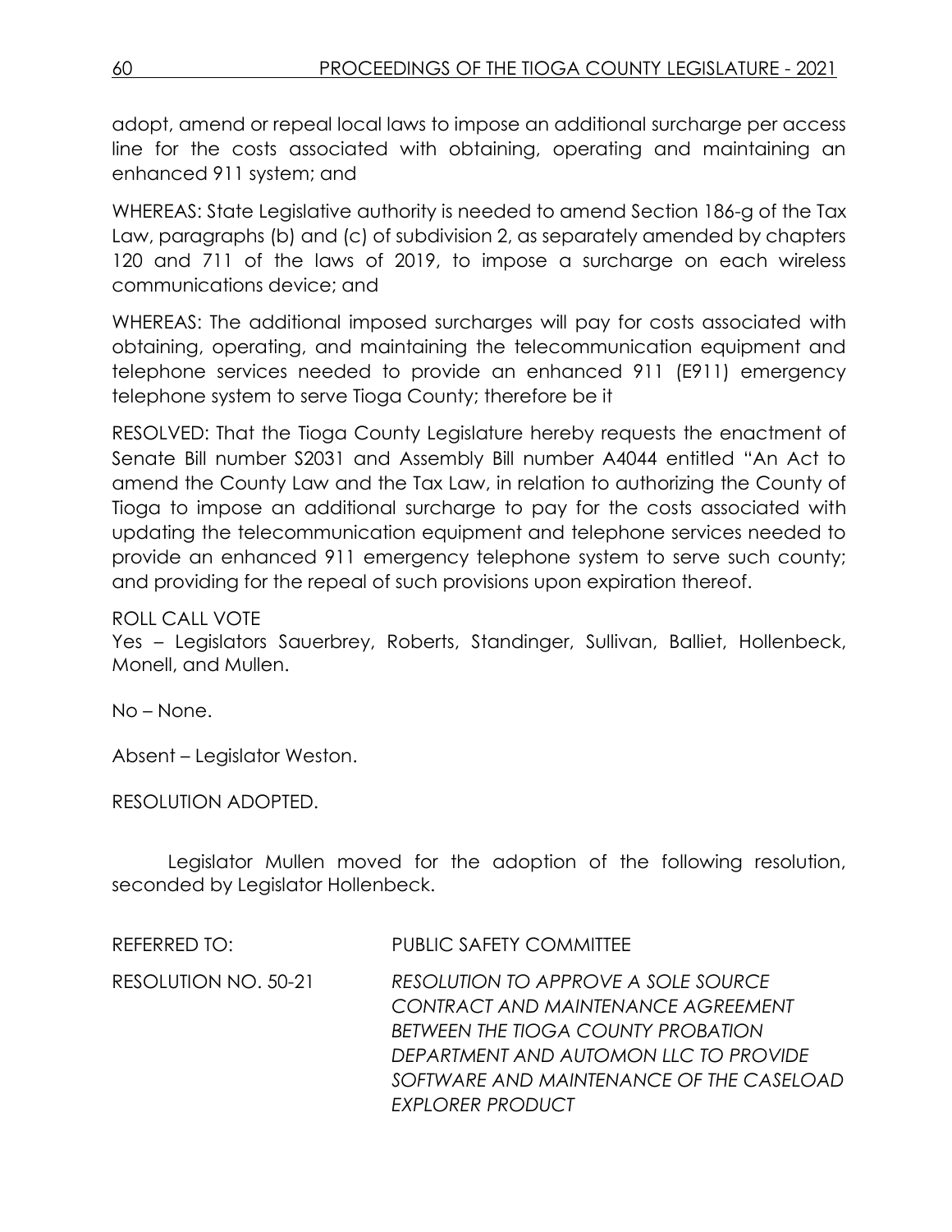adopt, amend or repeal local laws to impose an additional surcharge per access line for the costs associated with obtaining, operating and maintaining an enhanced 911 system; and

WHEREAS: State Legislative authority is needed to amend Section 186-g of the Tax Law, paragraphs (b) and (c) of subdivision 2, as separately amended by chapters 120 and 711 of the laws of 2019, to impose a surcharge on each wireless communications device; and

WHEREAS: The additional imposed surcharges will pay for costs associated with obtaining, operating, and maintaining the telecommunication equipment and telephone services needed to provide an enhanced 911 (E911) emergency telephone system to serve Tioga County; therefore be it

RESOLVED: That the Tioga County Legislature hereby requests the enactment of Senate Bill number S2031 and Assembly Bill number A4044 entitled "An Act to amend the County Law and the Tax Law, in relation to authorizing the County of Tioga to impose an additional surcharge to pay for the costs associated with updating the telecommunication equipment and telephone services needed to provide an enhanced 911 emergency telephone system to serve such county; and providing for the repeal of such provisions upon expiration thereof.

ROLL CALL VOTE
Yes – Legislators Sauerbrey, Roberts, Standinger, Sullivan, Balliet, Hollenbeck, Monell, and Mullen.

No – None.

Absent – Legislator Weston.

RESOLUTION ADOPTED.

Legislator Mullen moved for the adoption of the following resolution, seconded by Legislator Hollenbeck.

REFERRED TO: PUBLIC SAFETY COMMITTEE

RESOLUTION NO. 50-21 *RESOLUTION TO APPROVE A SOLE SOURCE CONTRACT AND MAINTENANCE AGREEMENT BETWEEN THE TIOGA COUNTY PROBATION DEPARTMENT AND AUTOMON LLC TO PROVIDE SOFTWARE AND MAINTENANCE OF THE CASELOAD EXPLORER PRODUCT*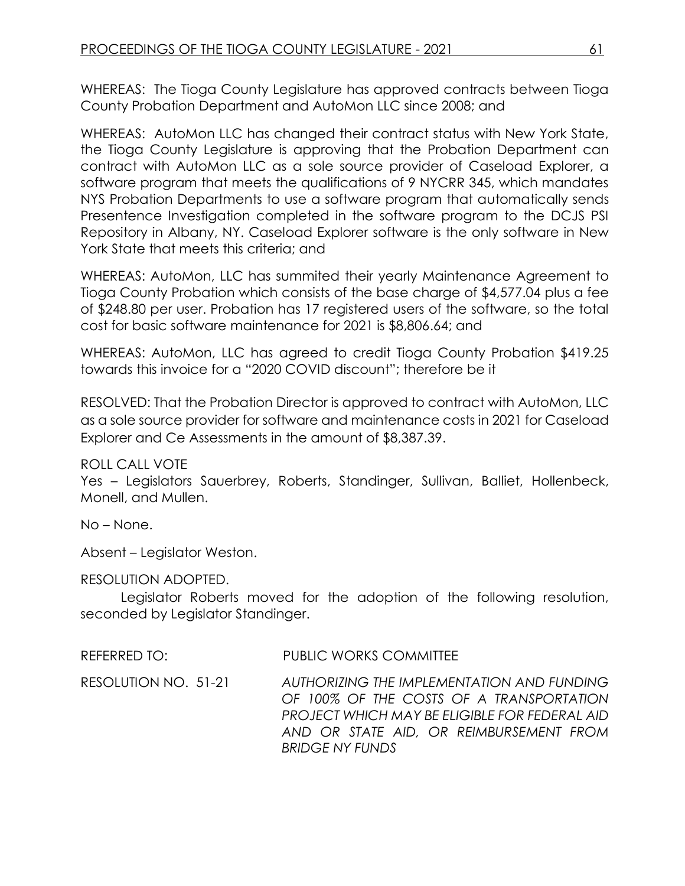WHEREAS: The Tioga County Legislature has approved contracts between Tioga County Probation Department and AutoMon LLC since 2008; and

WHEREAS: AutoMon LLC has changed their contract status with New York State, the Tioga County Legislature is approving that the Probation Department can contract with AutoMon LLC as a sole source provider of Caseload Explorer, a software program that meets the qualifications of 9 NYCRR 345, which mandates NYS Probation Departments to use a software program that automatically sends Presentence Investigation completed in the software program to the DCJS PSI Repository in Albany, NY. Caseload Explorer software is the only software in New York State that meets this criteria; and

WHEREAS: AutoMon, LLC has summited their yearly Maintenance Agreement to Tioga County Probation which consists of the base charge of $4,577.04 plus a fee of $248.80 per user. Probation has 17 registered users of the software, so the total cost for basic software maintenance for 2021 is $8,806.64; and

WHEREAS: AutoMon, LLC has agreed to credit Tioga County Probation $419.25 towards this invoice for a "2020 COVID discount"; therefore be it

RESOLVED: That the Probation Director is approved to contract with AutoMon, LLC as a sole source provider for software and maintenance costs in 2021 for Caseload Explorer and Ce Assessments in the amount of $8,387.39.

ROLL CALL VOTE
Yes – Legislators Sauerbrey, Roberts, Standinger, Sullivan, Balliet, Hollenbeck, Monell, and Mullen.

No – None.

Absent – Legislator Weston.

RESOLUTION ADOPTED.

Legislator Roberts moved for the adoption of the following resolution, seconded by Legislator Standinger.

REFERRED TO: PUBLIC WORKS COMMITTEE

RESOLUTION NO. 51-21 *AUTHORIZING THE IMPLEMENTATION AND FUNDING OF 100% OF THE COSTS OF A TRANSPORTATION PROJECT WHICH MAY BE ELIGIBLE FOR FEDERAL AID AND OR STATE AID, OR REIMBURSEMENT FROM BRIDGE NY FUNDS*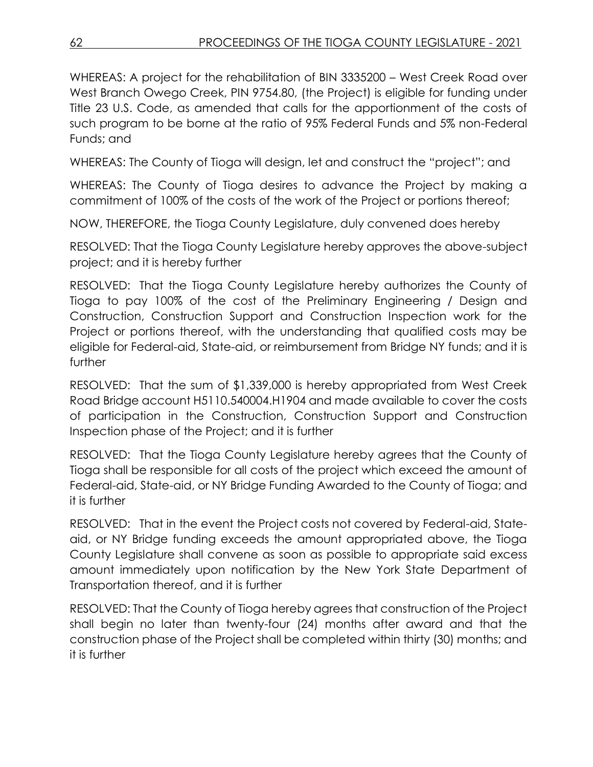WHEREAS: A project for the rehabilitation of BIN 3335200 – West Creek Road over West Branch Owego Creek, PIN 9754.80, (the Project) is eligible for funding under Title 23 U.S. Code, as amended that calls for the apportionment of the costs of such program to be borne at the ratio of 95% Federal Funds and 5% non-Federal Funds; and

WHEREAS: The County of Tioga will design, let and construct the "project"; and

WHEREAS: The County of Tioga desires to advance the Project by making a commitment of 100% of the costs of the work of the Project or portions thereof;

NOW, THEREFORE, the Tioga County Legislature, duly convened does hereby

RESOLVED: That the Tioga County Legislature hereby approves the above-subject project; and it is hereby further

RESOLVED: That the Tioga County Legislature hereby authorizes the County of Tioga to pay 100% of the cost of the Preliminary Engineering / Design and Construction, Construction Support and Construction Inspection work for the Project or portions thereof, with the understanding that qualified costs may be eligible for Federal-aid, State-aid, or reimbursement from Bridge NY funds; and it is further

RESOLVED: That the sum of $1,339,000 is hereby appropriated from West Creek Road Bridge account H5110.540004.H1904 and made available to cover the costs of participation in the Construction, Construction Support and Construction Inspection phase of the Project; and it is further

RESOLVED: That the Tioga County Legislature hereby agrees that the County of Tioga shall be responsible for all costs of the project which exceed the amount of Federal-aid, State-aid, or NY Bridge Funding Awarded to the County of Tioga; and it is further

RESOLVED: That in the event the Project costs not covered by Federal-aid, State-aid, or NY Bridge funding exceeds the amount appropriated above, the Tioga County Legislature shall convene as soon as possible to appropriate said excess amount immediately upon notification by the New York State Department of Transportation thereof, and it is further

RESOLVED: That the County of Tioga hereby agrees that construction of the Project shall begin no later than twenty-four (24) months after award and that the construction phase of the Project shall be completed within thirty (30) months; and it is further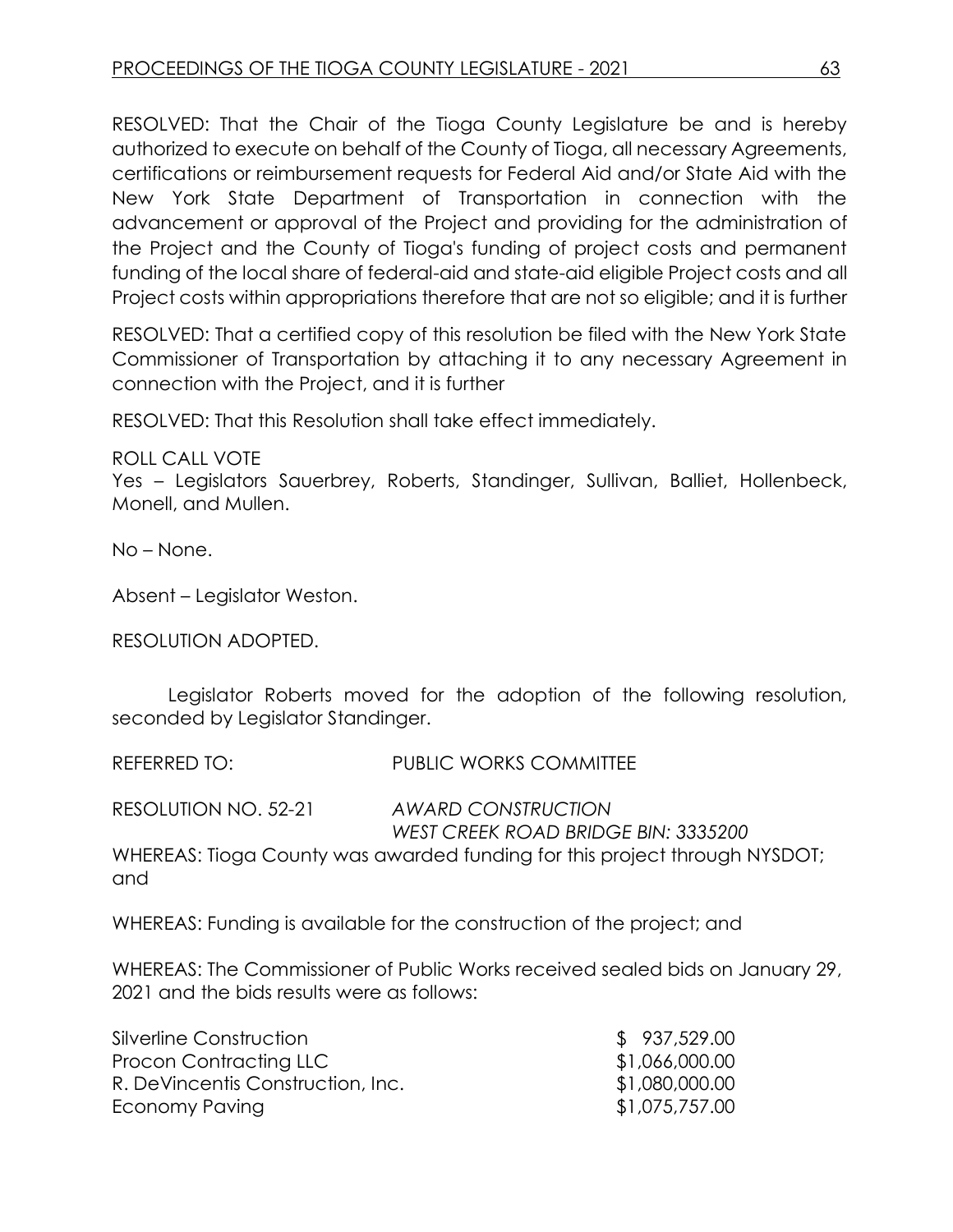RESOLVED: That the Chair of the Tioga County Legislature be and is hereby authorized to execute on behalf of the County of Tioga, all necessary Agreements, certifications or reimbursement requests for Federal Aid and/or State Aid with the New York State Department of Transportation in connection with the advancement or approval of the Project and providing for the administration of the Project and the County of Tioga's funding of project costs and permanent funding of the local share of federal-aid and state-aid eligible Project costs and all Project costs within appropriations therefore that are not so eligible; and it is further

RESOLVED: That a certified copy of this resolution be filed with the New York State Commissioner of Transportation by attaching it to any necessary Agreement in connection with the Project, and it is further

RESOLVED: That this Resolution shall take effect immediately.

ROLL CALL VOTE
Yes – Legislators Sauerbrey, Roberts, Standinger, Sullivan, Balliet, Hollenbeck, Monell, and Mullen.

No – None.

Absent – Legislator Weston.

RESOLUTION ADOPTED.

Legislator Roberts moved for the adoption of the following resolution, seconded by Legislator Standinger.

REFERRED TO: PUBLIC WORKS COMMITTEE

RESOLUTION NO. 52-21 *AWARD CONSTRUCTION*
*WEST CREEK ROAD BRIDGE BIN: 3335200*

WHEREAS: Tioga County was awarded funding for this project through NYSDOT; and

WHEREAS: Funding is available for the construction of the project; and

WHEREAS: The Commissioner of Public Works received sealed bids on January 29, 2021 and the bids results were as follows:

| | |
|---|---|
| Silverline Construction | $ 937,529.00 |
| Procon Contracting LLC | $1,066,000.00 |
| R. DeVincentis Construction, Inc. | $1,080,000.00 |
| Economy Paving | $1,075,757.00 |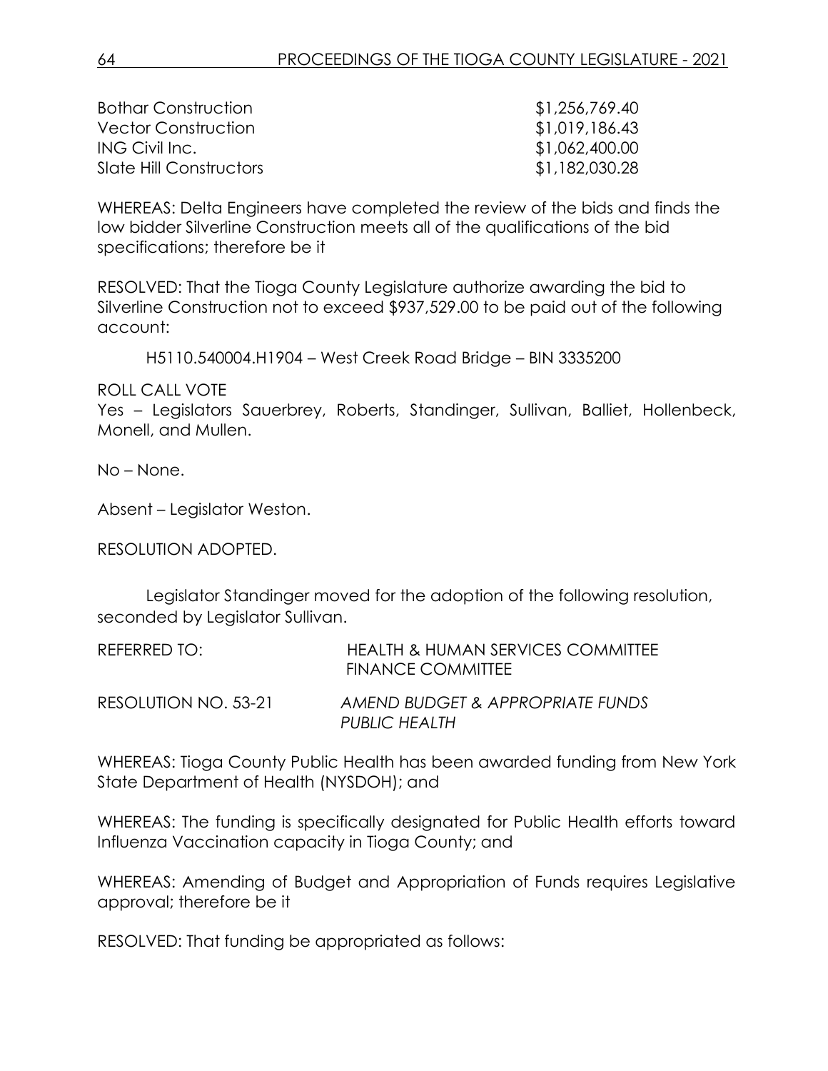| | |
|---|---|
| Bothar Construction | $1,256,769.40 |
| Vector Construction | $1,019,186.43 |
| ING Civil Inc. | $1,062,400.00 |
| Slate Hill Constructors | $1,182,030.28 |

WHEREAS: Delta Engineers have completed the review of the bids and finds the low bidder Silverline Construction meets all of the qualifications of the bid specifications; therefore be it

RESOLVED: That the Tioga County Legislature authorize awarding the bid to Silverline Construction not to exceed $937,529.00 to be paid out of the following account:

H5110.540004.H1904 – West Creek Road Bridge – BIN 3335200

ROLL CALL VOTE
Yes – Legislators Sauerbrey, Roberts, Standinger, Sullivan, Balliet, Hollenbeck, Monell, and Mullen.

No – None.

Absent – Legislator Weston.

RESOLUTION ADOPTED.

Legislator Standinger moved for the adoption of the following resolution, seconded by Legislator Sullivan.

REFERRED TO: HEALTH & HUMAN SERVICES COMMITTEE
FINANCE COMMITTEE

RESOLUTION NO. 53-21 *AMEND BUDGET & APPROPRIATE FUNDS PUBLIC HEALTH*

WHEREAS: Tioga County Public Health has been awarded funding from New York State Department of Health (NYSDOH); and

WHEREAS: The funding is specifically designated for Public Health efforts toward Influenza Vaccination capacity in Tioga County; and

WHEREAS: Amending of Budget and Appropriation of Funds requires Legislative approval; therefore be it

RESOLVED: That funding be appropriated as follows: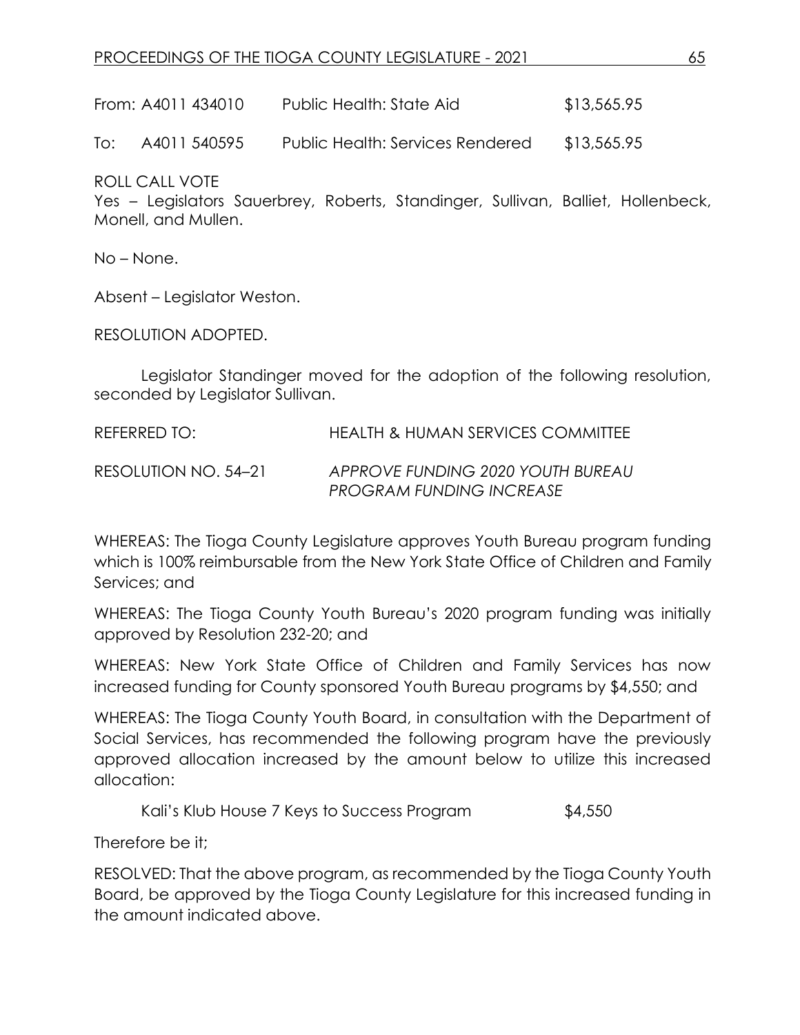From: A4011 434010 Public Health: State Aid $13,565.95

To: A4011 540595 Public Health: Services Rendered $13,565.95

ROLL CALL VOTE
Yes – Legislators Sauerbrey, Roberts, Standinger, Sullivan, Balliet, Hollenbeck, Monell, and Mullen.

No – None.

Absent – Legislator Weston.

RESOLUTION ADOPTED.

Legislator Standinger moved for the adoption of the following resolution, seconded by Legislator Sullivan.

REFERRED TO: HEALTH & HUMAN SERVICES COMMITTEE

RESOLUTION NO. 54–21 *APPROVE FUNDING 2020 YOUTH BUREAU PROGRAM FUNDING INCREASE*

WHEREAS: The Tioga County Legislature approves Youth Bureau program funding which is 100% reimbursable from the New York State Office of Children and Family Services; and

WHEREAS: The Tioga County Youth Bureau's 2020 program funding was initially approved by Resolution 232-20; and

WHEREAS: New York State Office of Children and Family Services has now increased funding for County sponsored Youth Bureau programs by $4,550; and

WHEREAS: The Tioga County Youth Board, in consultation with the Department of Social Services, has recommended the following program have the previously approved allocation increased by the amount below to utilize this increased allocation:

Kali's Klub House 7 Keys to Success Program $4,550

Therefore be it;

RESOLVED: That the above program, as recommended by the Tioga County Youth Board, be approved by the Tioga County Legislature for this increased funding in the amount indicated above.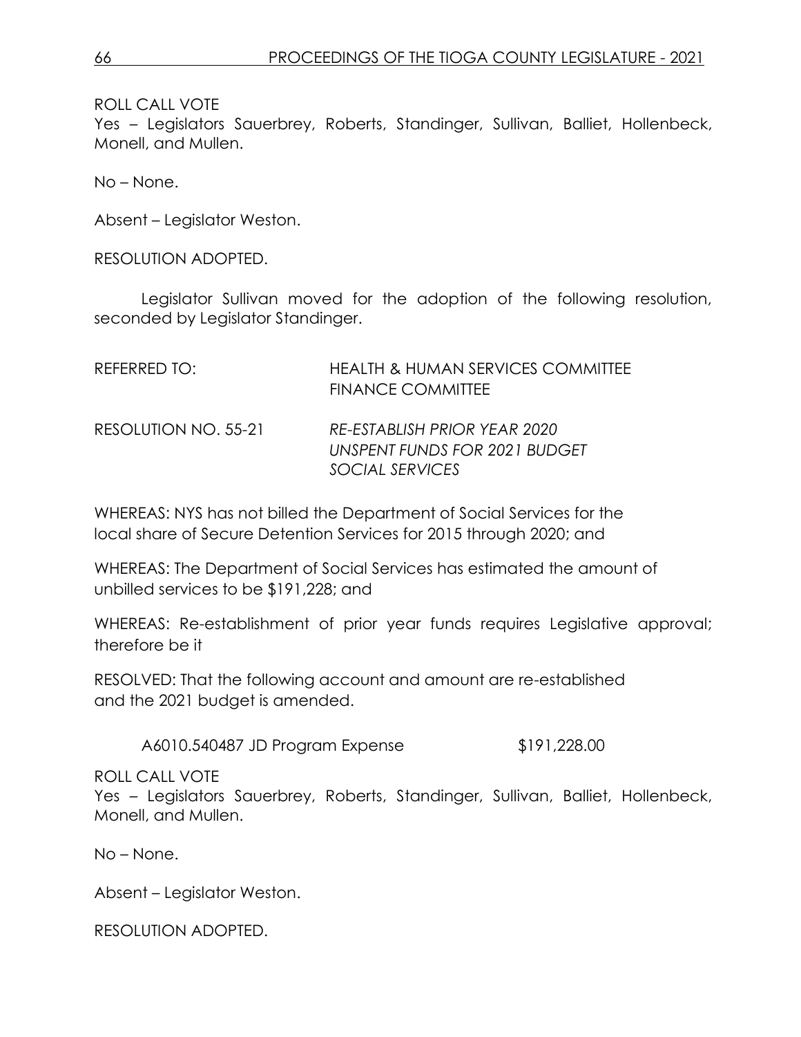ROLL CALL VOTE
Yes – Legislators Sauerbrey, Roberts, Standinger, Sullivan, Balliet, Hollenbeck, Monell, and Mullen.

No – None.

Absent – Legislator Weston.

RESOLUTION ADOPTED.

Legislator Sullivan moved for the adoption of the following resolution, seconded by Legislator Standinger.

REFERRED TO: HEALTH & HUMAN SERVICES COMMITTEE
FINANCE COMMITTEE

RESOLUTION NO. 55-21 *RE-ESTABLISH PRIOR YEAR 2020 UNSPENT FUNDS FOR 2021 BUDGET SOCIAL SERVICES*

WHEREAS: NYS has not billed the Department of Social Services for the local share of Secure Detention Services for 2015 through 2020; and

WHEREAS: The Department of Social Services has estimated the amount of unbilled services to be $191,228; and

WHEREAS: Re-establishment of prior year funds requires Legislative approval; therefore be it

RESOLVED: That the following account and amount are re-established and the 2021 budget is amended.

A6010.540487 JD Program Expense $191,228.00

ROLL CALL VOTE
Yes – Legislators Sauerbrey, Roberts, Standinger, Sullivan, Balliet, Hollenbeck, Monell, and Mullen.

No – None.

Absent – Legislator Weston.

RESOLUTION ADOPTED.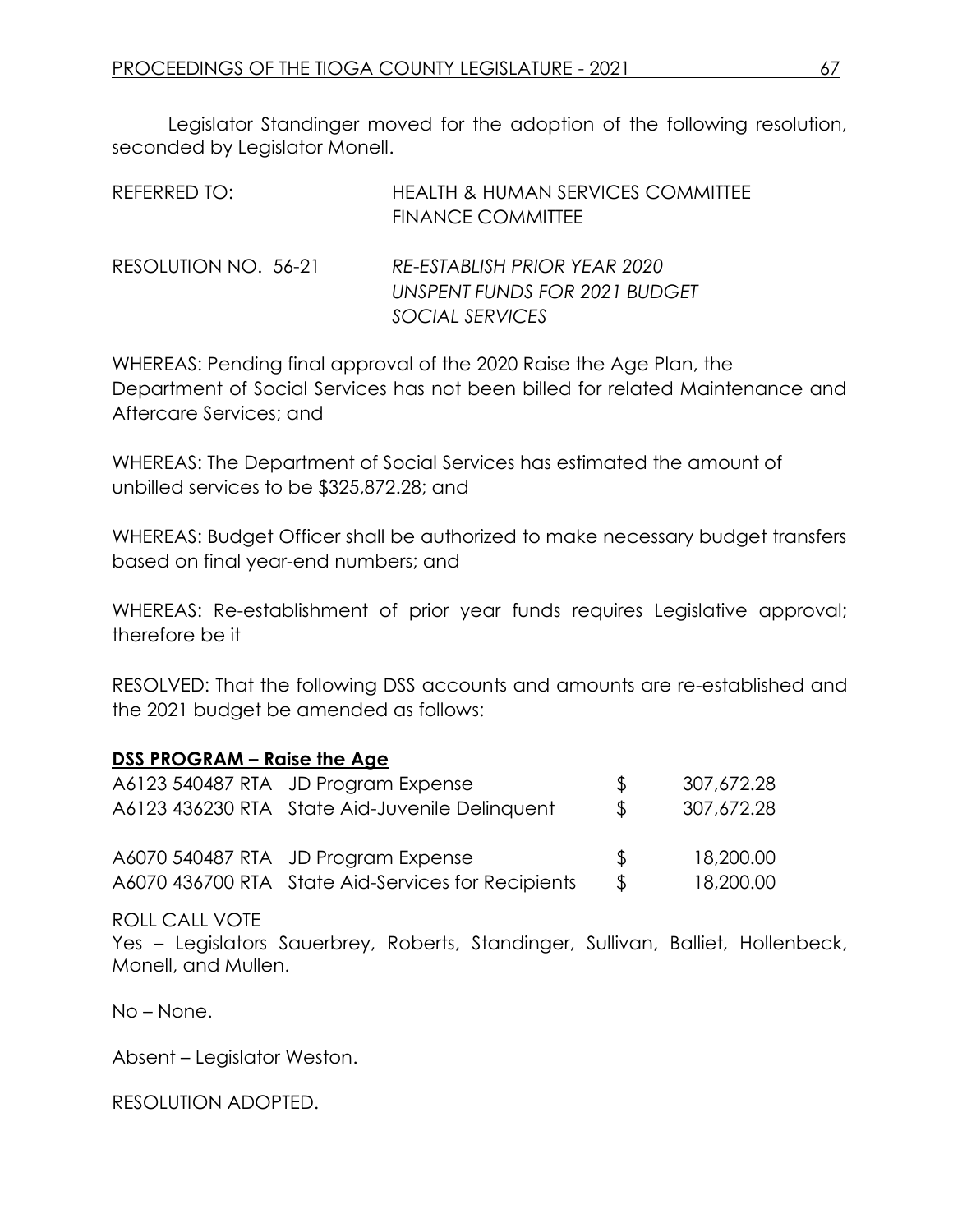Legislator Standinger moved for the adoption of the following resolution, seconded by Legislator Monell.

REFERRED TO: HEALTH & HUMAN SERVICES COMMITTEE
FINANCE COMMITTEE

RESOLUTION NO. 56-21 *RE-ESTABLISH PRIOR YEAR 2020 UNSPENT FUNDS FOR 2021 BUDGET SOCIAL SERVICES*

WHEREAS: Pending final approval of the 2020 Raise the Age Plan, the Department of Social Services has not been billed for related Maintenance and Aftercare Services; and

WHEREAS: The Department of Social Services has estimated the amount of unbilled services to be $325,872.28; and

WHEREAS: Budget Officer shall be authorized to make necessary budget transfers based on final year-end numbers; and

WHEREAS: Re-establishment of prior year funds requires Legislative approval; therefore be it

RESOLVED: That the following DSS accounts and amounts are re-established and the 2021 budget be amended as follows:

**DSS PROGRAM – Raise the Age**

| Account | Description | | Amount |
|---|---|---|---|
| A6123 540487 RTA | JD Program Expense | $ | 307,672.28 |
| A6123 436230 RTA | State Aid-Juvenile Delinquent | $ | 307,672.28 |
| A6070 540487 RTA | JD Program Expense | $ | 18,200.00 |
| A6070 436700 RTA | State Aid-Services for Recipients | $ | 18,200.00 |

ROLL CALL VOTE
Yes – Legislators Sauerbrey, Roberts, Standinger, Sullivan, Balliet, Hollenbeck, Monell, and Mullen.

No – None.

Absent – Legislator Weston.

RESOLUTION ADOPTED.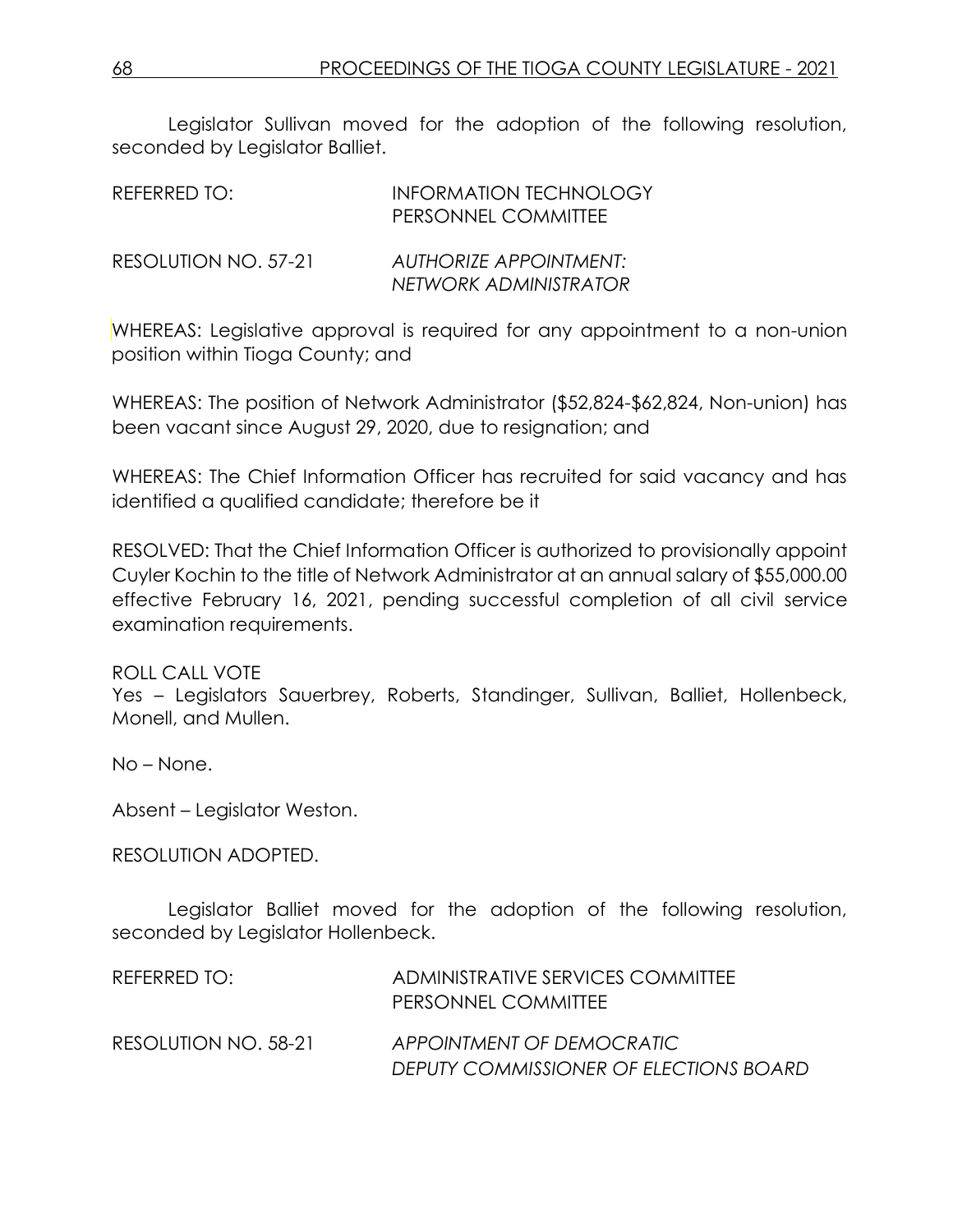Legislator Sullivan moved for the adoption of the following resolution, seconded by Legislator Balliet.

REFERRED TO: INFORMATION TECHNOLOGY
PERSONNEL COMMITTEE

RESOLUTION NO. 57-21 *AUTHORIZE APPOINTMENT: NETWORK ADMINISTRATOR*

WHEREAS: Legislative approval is required for any appointment to a non-union position within Tioga County; and

WHEREAS: The position of Network Administrator ($52,824-$62,824, Non-union) has been vacant since August 29, 2020, due to resignation; and

WHEREAS: The Chief Information Officer has recruited for said vacancy and has identified a qualified candidate; therefore be it

RESOLVED: That the Chief Information Officer is authorized to provisionally appoint Cuyler Kochin to the title of Network Administrator at an annual salary of $55,000.00 effective February 16, 2021, pending successful completion of all civil service examination requirements.

ROLL CALL VOTE
Yes – Legislators Sauerbrey, Roberts, Standinger, Sullivan, Balliet, Hollenbeck, Monell, and Mullen.

No – None.

Absent – Legislator Weston.

RESOLUTION ADOPTED.

Legislator Balliet moved for the adoption of the following resolution, seconded by Legislator Hollenbeck.

REFERRED TO: ADMINISTRATIVE SERVICES COMMITTEE
PERSONNEL COMMITTEE

RESOLUTION NO. 58-21 *APPOINTMENT OF DEMOCRATIC DEPUTY COMMISSIONER OF ELECTIONS BOARD*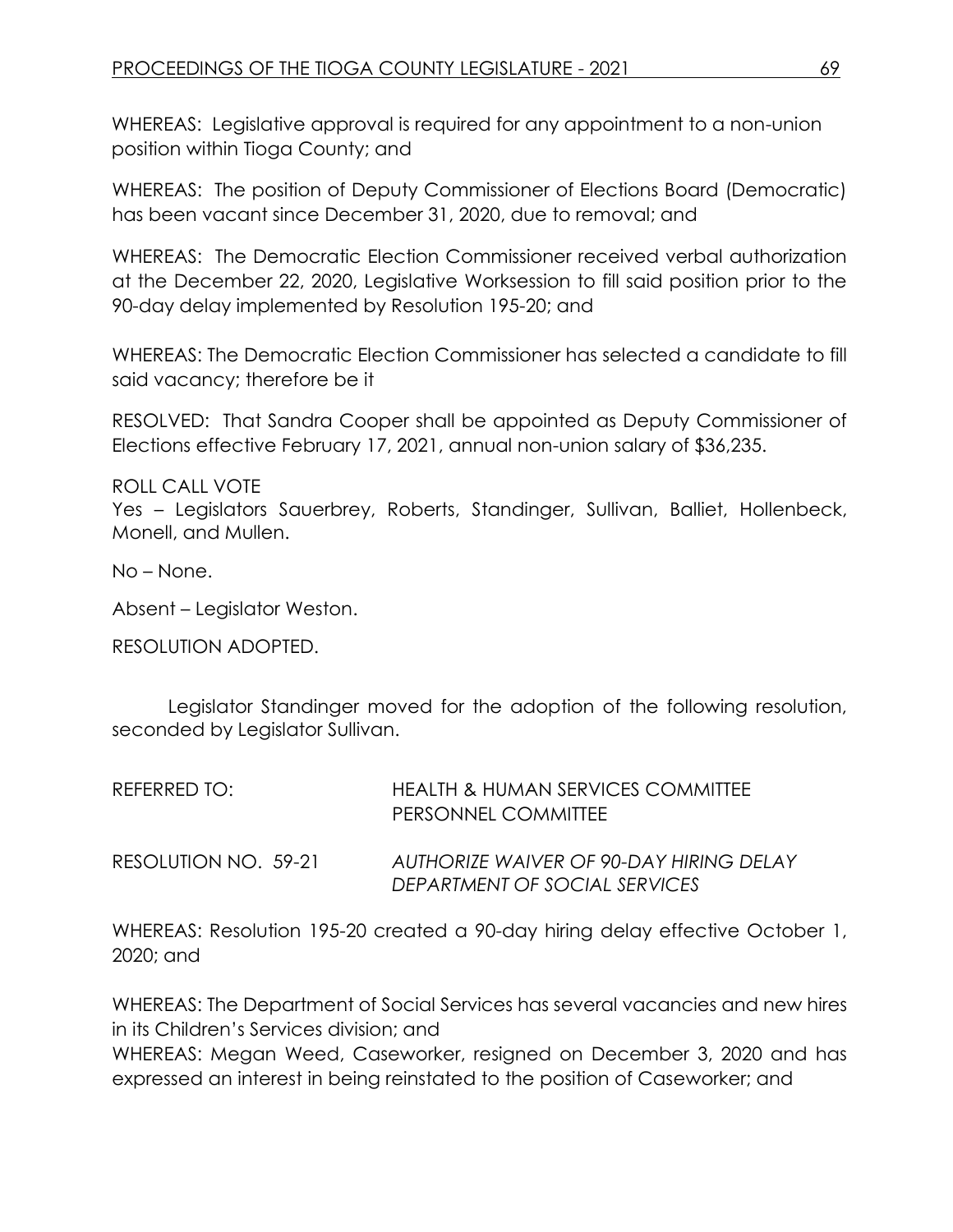WHEREAS: Legislative approval is required for any appointment to a non-union position within Tioga County; and

WHEREAS: The position of Deputy Commissioner of Elections Board (Democratic) has been vacant since December 31, 2020, due to removal; and

WHEREAS: The Democratic Election Commissioner received verbal authorization at the December 22, 2020, Legislative Worksession to fill said position prior to the 90-day delay implemented by Resolution 195-20; and

WHEREAS: The Democratic Election Commissioner has selected a candidate to fill said vacancy; therefore be it

RESOLVED: That Sandra Cooper shall be appointed as Deputy Commissioner of Elections effective February 17, 2021, annual non-union salary of $36,235.

ROLL CALL VOTE
Yes – Legislators Sauerbrey, Roberts, Standinger, Sullivan, Balliet, Hollenbeck, Monell, and Mullen.

No – None.

Absent – Legislator Weston.

RESOLUTION ADOPTED.

Legislator Standinger moved for the adoption of the following resolution, seconded by Legislator Sullivan.

REFERRED TO: HEALTH & HUMAN SERVICES COMMITTEE
PERSONNEL COMMITTEE

RESOLUTION NO. 59-21 *AUTHORIZE WAIVER OF 90-DAY HIRING DELAY DEPARTMENT OF SOCIAL SERVICES*

WHEREAS: Resolution 195-20 created a 90-day hiring delay effective October 1, 2020; and

WHEREAS: The Department of Social Services has several vacancies and new hires in its Children's Services division; and

WHEREAS: Megan Weed, Caseworker, resigned on December 3, 2020 and has expressed an interest in being reinstated to the position of Caseworker; and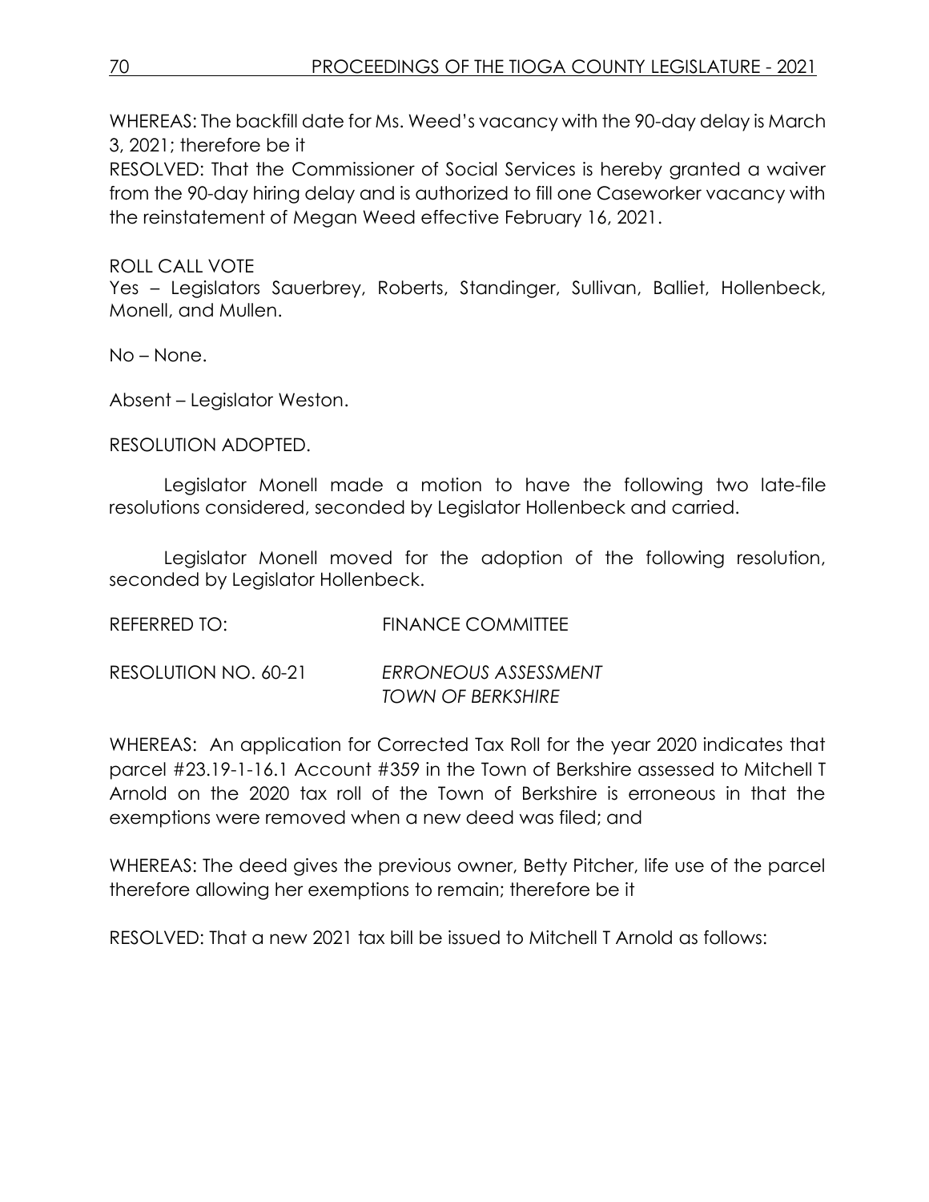WHEREAS: The backfill date for Ms. Weed's vacancy with the 90-day delay is March 3, 2021; therefore be it

RESOLVED: That the Commissioner of Social Services is hereby granted a waiver from the 90-day hiring delay and is authorized to fill one Caseworker vacancy with the reinstatement of Megan Weed effective February 16, 2021.

ROLL CALL VOTE

Yes – Legislators Sauerbrey, Roberts, Standinger, Sullivan, Balliet, Hollenbeck, Monell, and Mullen.

No – None.

Absent – Legislator Weston.

RESOLUTION ADOPTED.

Legislator Monell made a motion to have the following two late-file resolutions considered, seconded by Legislator Hollenbeck and carried.

Legislator Monell moved for the adoption of the following resolution, seconded by Legislator Hollenbeck.

REFERRED TO: FINANCE COMMITTEE

RESOLUTION NO. 60-21 *ERRONEOUS ASSESSMENT TOWN OF BERKSHIRE*

WHEREAS: An application for Corrected Tax Roll for the year 2020 indicates that parcel #23.19-1-16.1 Account #359 in the Town of Berkshire assessed to Mitchell T Arnold on the 2020 tax roll of the Town of Berkshire is erroneous in that the exemptions were removed when a new deed was filed; and

WHEREAS: The deed gives the previous owner, Betty Pitcher, life use of the parcel therefore allowing her exemptions to remain; therefore be it

RESOLVED: That a new 2021 tax bill be issued to Mitchell T Arnold as follows: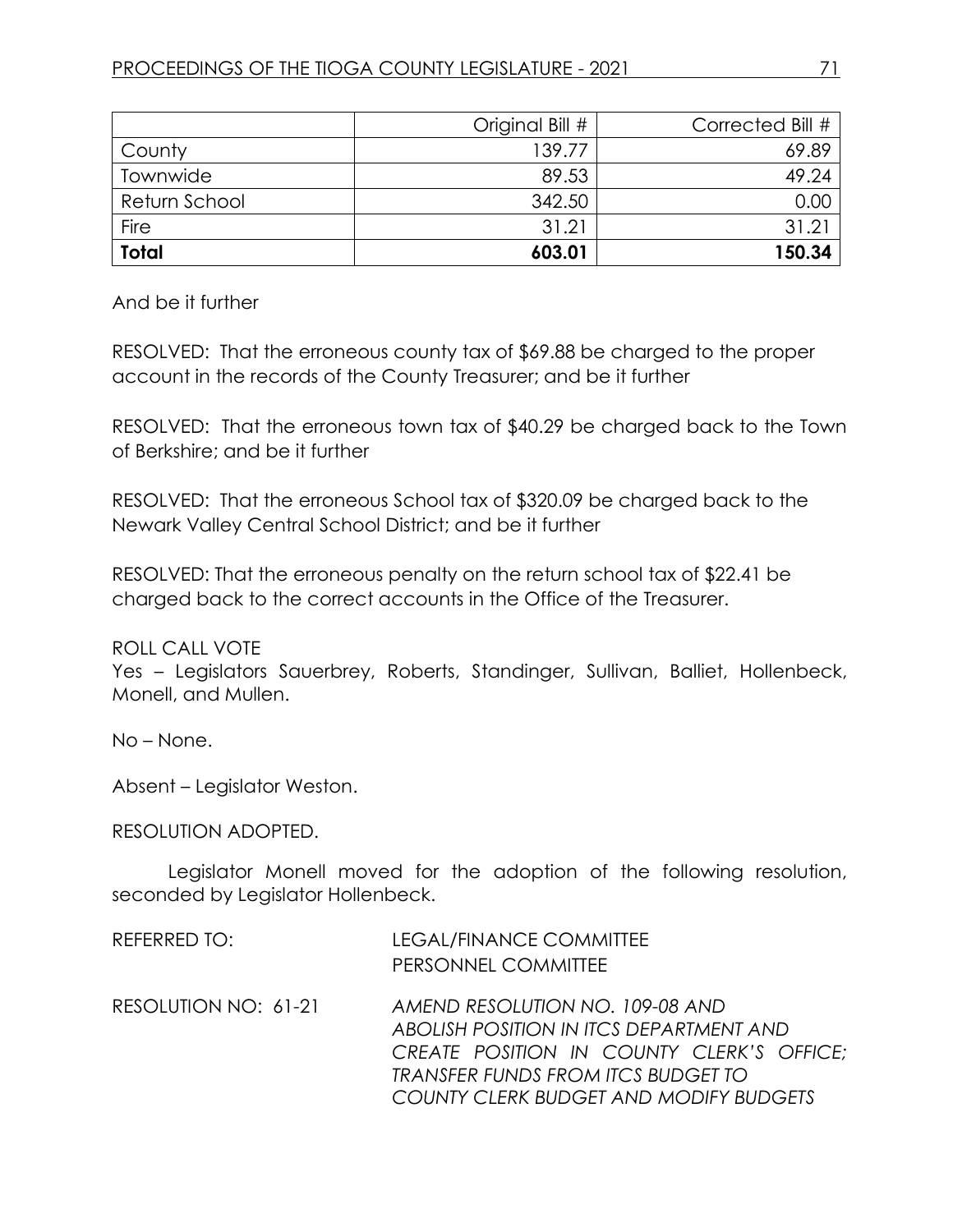| | Original Bill # | Corrected Bill # |
|---|---|---|
| County | 139.77 | 69.89 |
| Townwide | 89.53 | 49.24 |
| Return School | 342.50 | 0.00 |
| Fire | 31.21 | 31.21 |
| **Total** | **603.01** | **150.34** |

And be it further

RESOLVED: That the erroneous county tax of $69.88 be charged to the proper account in the records of the County Treasurer; and be it further

RESOLVED: That the erroneous town tax of $40.29 be charged back to the Town of Berkshire; and be it further

RESOLVED: That the erroneous School tax of $320.09 be charged back to the Newark Valley Central School District; and be it further

RESOLVED: That the erroneous penalty on the return school tax of $22.41 be charged back to the correct accounts in the Office of the Treasurer.

ROLL CALL VOTE
Yes – Legislators Sauerbrey, Roberts, Standinger, Sullivan, Balliet, Hollenbeck, Monell, and Mullen.

No – None.

Absent – Legislator Weston.

RESOLUTION ADOPTED.

Legislator Monell moved for the adoption of the following resolution, seconded by Legislator Hollenbeck.

REFERRED TO: LEGAL/FINANCE COMMITTEE
PERSONNEL COMMITTEE

RESOLUTION NO: 61-21 *AMEND RESOLUTION NO. 109-08 AND ABOLISH POSITION IN ITCS DEPARTMENT AND CREATE POSITION IN COUNTY CLERK'S OFFICE; TRANSFER FUNDS FROM ITCS BUDGET TO COUNTY CLERK BUDGET AND MODIFY BUDGETS*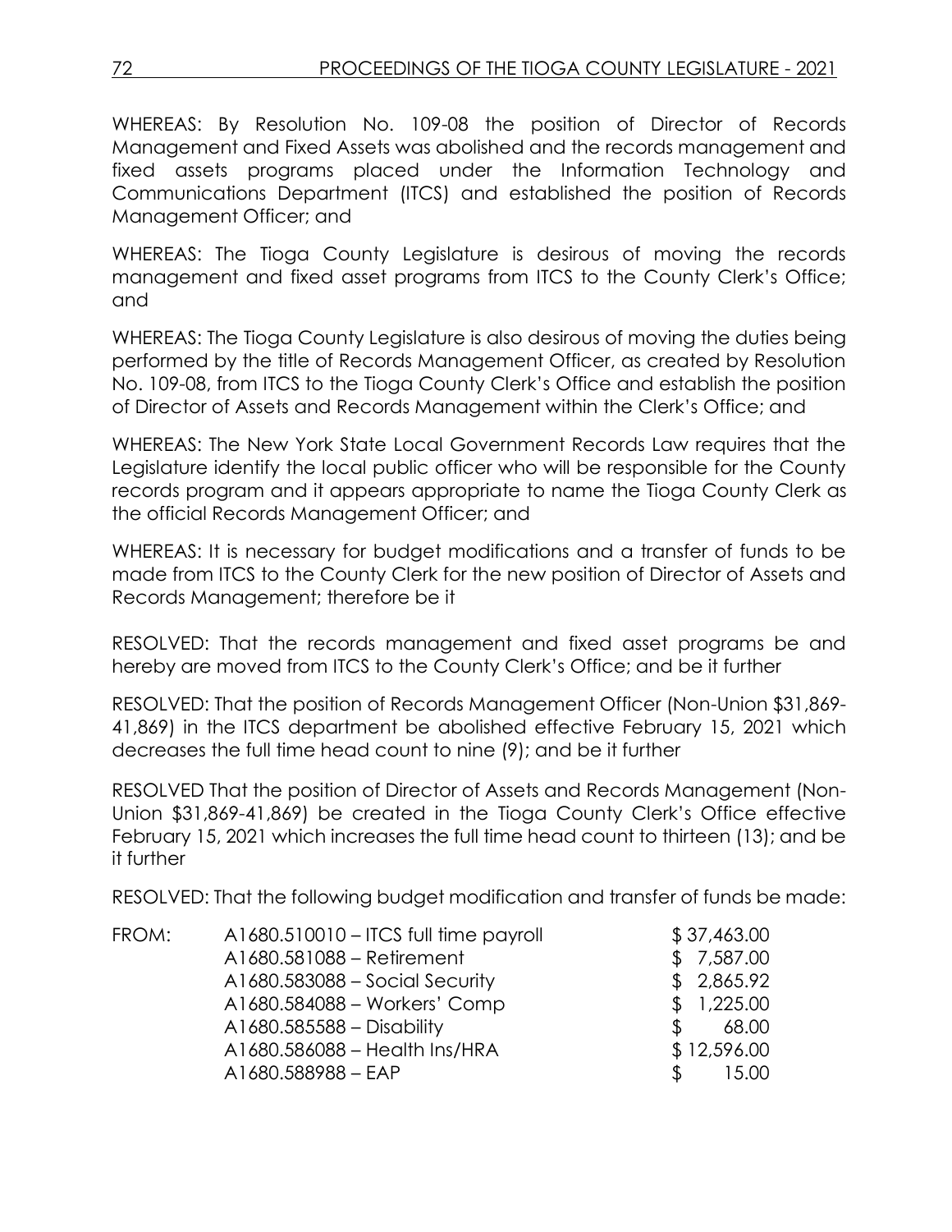WHEREAS: By Resolution No. 109-08 the position of Director of Records Management and Fixed Assets was abolished and the records management and fixed assets programs placed under the Information Technology and Communications Department (ITCS) and established the position of Records Management Officer; and

WHEREAS: The Tioga County Legislature is desirous of moving the records management and fixed asset programs from ITCS to the County Clerk's Office; and

WHEREAS: The Tioga County Legislature is also desirous of moving the duties being performed by the title of Records Management Officer, as created by Resolution No. 109-08, from ITCS to the Tioga County Clerk's Office and establish the position of Director of Assets and Records Management within the Clerk's Office; and

WHEREAS: The New York State Local Government Records Law requires that the Legislature identify the local public officer who will be responsible for the County records program and it appears appropriate to name the Tioga County Clerk as the official Records Management Officer; and

WHEREAS: It is necessary for budget modifications and a transfer of funds to be made from ITCS to the County Clerk for the new position of Director of Assets and Records Management; therefore be it

RESOLVED: That the records management and fixed asset programs be and hereby are moved from ITCS to the County Clerk's Office; and be it further

RESOLVED: That the position of Records Management Officer (Non-Union $31,869-41,869) in the ITCS department be abolished effective February 15, 2021 which decreases the full time head count to nine (9); and be it further

RESOLVED That the position of Director of Assets and Records Management (Non-Union $31,869-41,869) be created in the Tioga County Clerk's Office effective February 15, 2021 which increases the full time head count to thirteen (13); and be it further

RESOLVED: That the following budget modification and transfer of funds be made:

| | | |
|---|---|---|
| FROM: | A1680.510010 – ITCS full time payroll | $ 37,463.00 |
| | A1680.581088 – Retirement | $ 7,587.00 |
| | A1680.583088 – Social Security | $ 2,865.92 |
| | A1680.584088 – Workers' Comp | $ 1,225.00 |
| | A1680.585588 – Disability | $ 68.00 |
| | A1680.586088 – Health Ins/HRA | $ 12,596.00 |
| | A1680.588988 – EAP | $ 15.00 |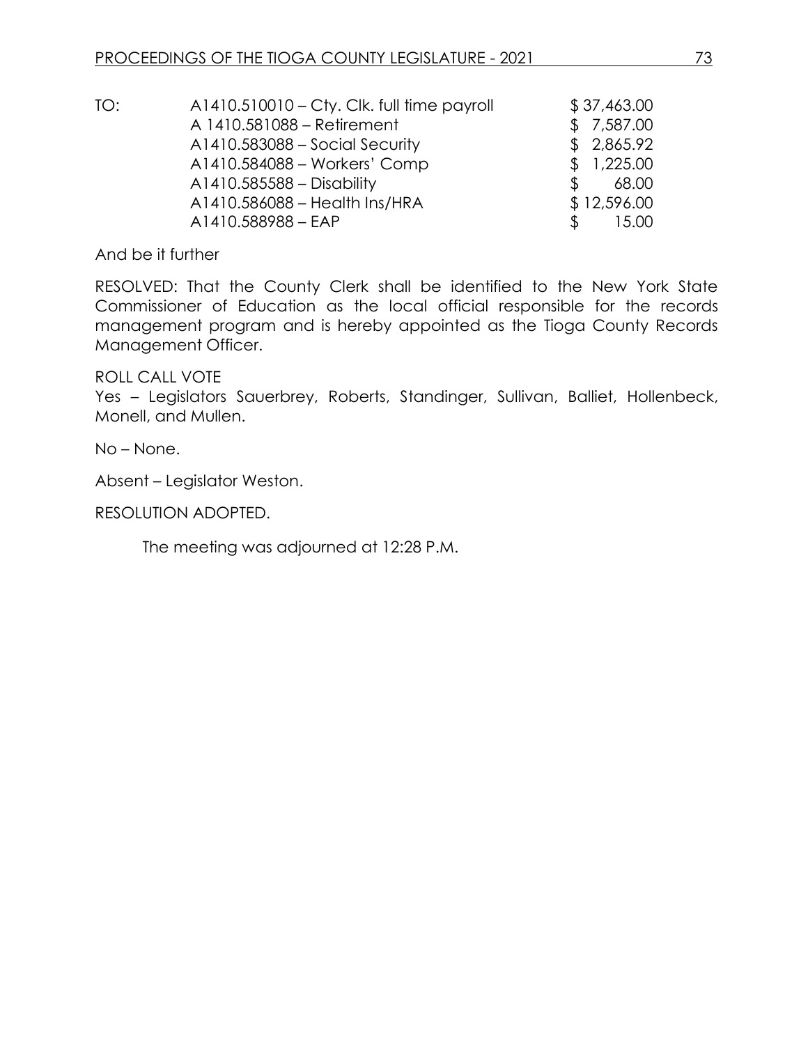| | | |
|---|---|---|
| TO: | A1410.510010 – Cty. Clk. full time payroll | $ 37,463.00 |
| | A 1410.581088 – Retirement | $ 7,587.00 |
| | A1410.583088 – Social Security | $ 2,865.92 |
| | A1410.584088 – Workers' Comp | $ 1,225.00 |
| | A1410.585588 – Disability | $ 68.00 |
| | A1410.586088 – Health Ins/HRA | $ 12,596.00 |
| | A1410.588988 – EAP | $ 15.00 |

And be it further

RESOLVED: That the County Clerk shall be identified to the New York State Commissioner of Education as the local official responsible for the records management program and is hereby appointed as the Tioga County Records Management Officer.

ROLL CALL VOTE
Yes – Legislators Sauerbrey, Roberts, Standinger, Sullivan, Balliet, Hollenbeck, Monell, and Mullen.

No – None.

Absent – Legislator Weston.

RESOLUTION ADOPTED.

The meeting was adjourned at 12:28 P.M.